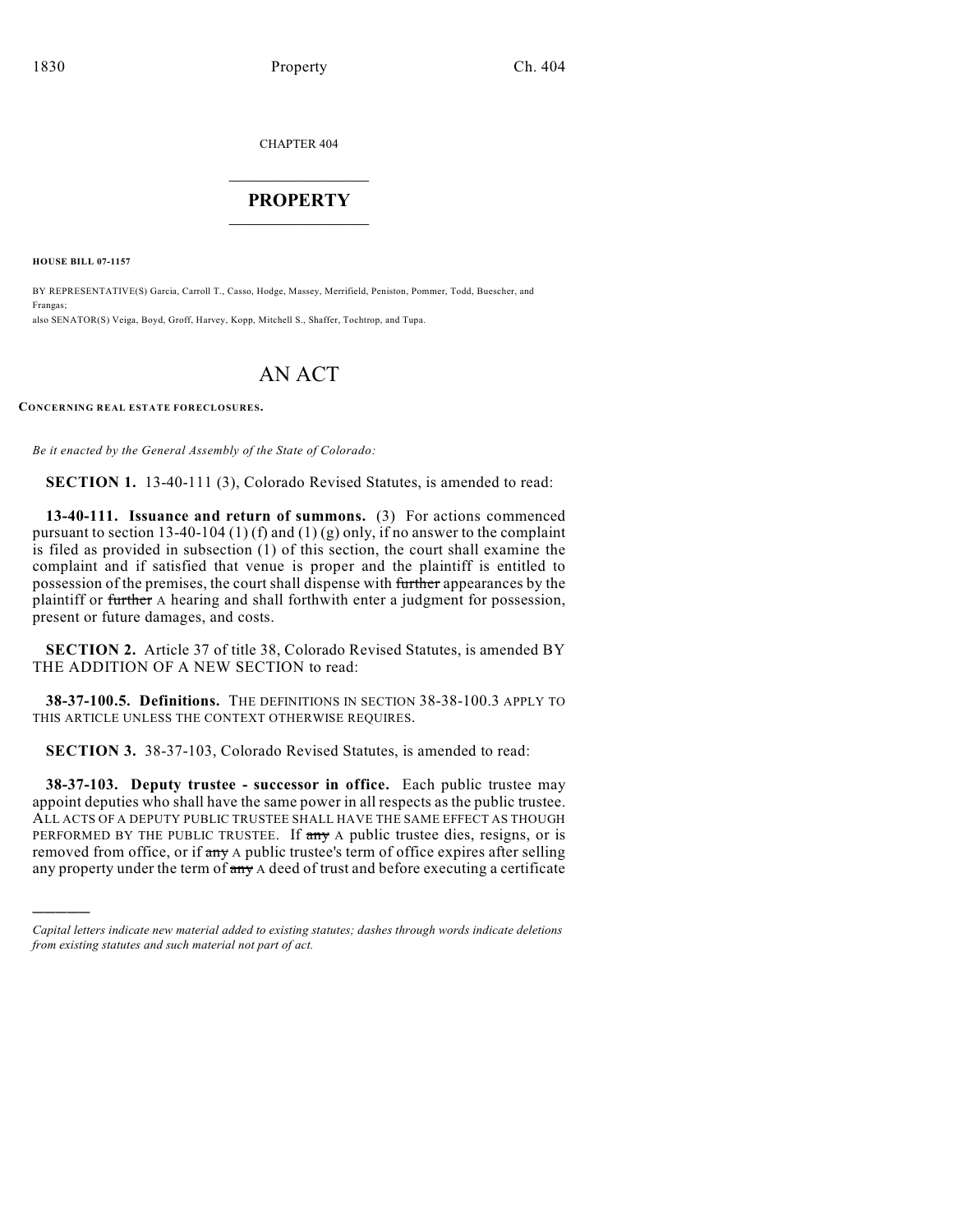CHAPTER 404

# PROPERTY

**HOUSE BILL 07-1157**

BY REPRESENTATIVE(S) Garcia, Carroll T., Casso, Hodge, Massey, Merrifield, Peniston, Pommer, Todd, Buescher, and Frangas;
also SENATOR(S) Veiga, Boyd, Groff, Harvey, Kopp, Mitchell S., Shaffer, Tochtrop, and Tupa.

# AN ACT

**CONCERNING REAL ESTATE FORECLOSURES.**

*Be it enacted by the General Assembly of the State of Colorado:*

**SECTION 1.** 13-40-111 (3), Colorado Revised Statutes, is amended to read:

**13-40-111. Issuance and return of summons.** (3) For actions commenced pursuant to section 13-40-104 (1) (f) and (1) (g) only, if no answer to the complaint is filed as provided in subsection (1) of this section, the court shall examine the complaint and if satisfied that venue is proper and the plaintiff is entitled to possession of the premises, the court shall dispense with ~~further~~ appearances by the plaintiff or ~~further~~ A hearing and shall forthwith enter a judgment for possession, present or future damages, and costs.

**SECTION 2.** Article 37 of title 38, Colorado Revised Statutes, is amended BY THE ADDITION OF A NEW SECTION to read:

**38-37-100.5. Definitions.** THE DEFINITIONS IN SECTION 38-38-100.3 APPLY TO THIS ARTICLE UNLESS THE CONTEXT OTHERWISE REQUIRES.

**SECTION 3.** 38-37-103, Colorado Revised Statutes, is amended to read:

**38-37-103. Deputy trustee - successor in office.** Each public trustee may appoint deputies who shall have the same power in all respects as the public trustee. ALL ACTS OF A DEPUTY PUBLIC TRUSTEE SHALL HAVE THE SAME EFFECT AS THOUGH PERFORMED BY THE PUBLIC TRUSTEE. If ~~any~~ A public trustee dies, resigns, or is removed from office, or if ~~any~~ A public trustee's term of office expires after selling any property under the term of ~~any~~ A deed of trust and before executing a certificate

---

*Capital letters indicate new material added to existing statutes; dashes through words indicate deletions from existing statutes and such material not part of act.*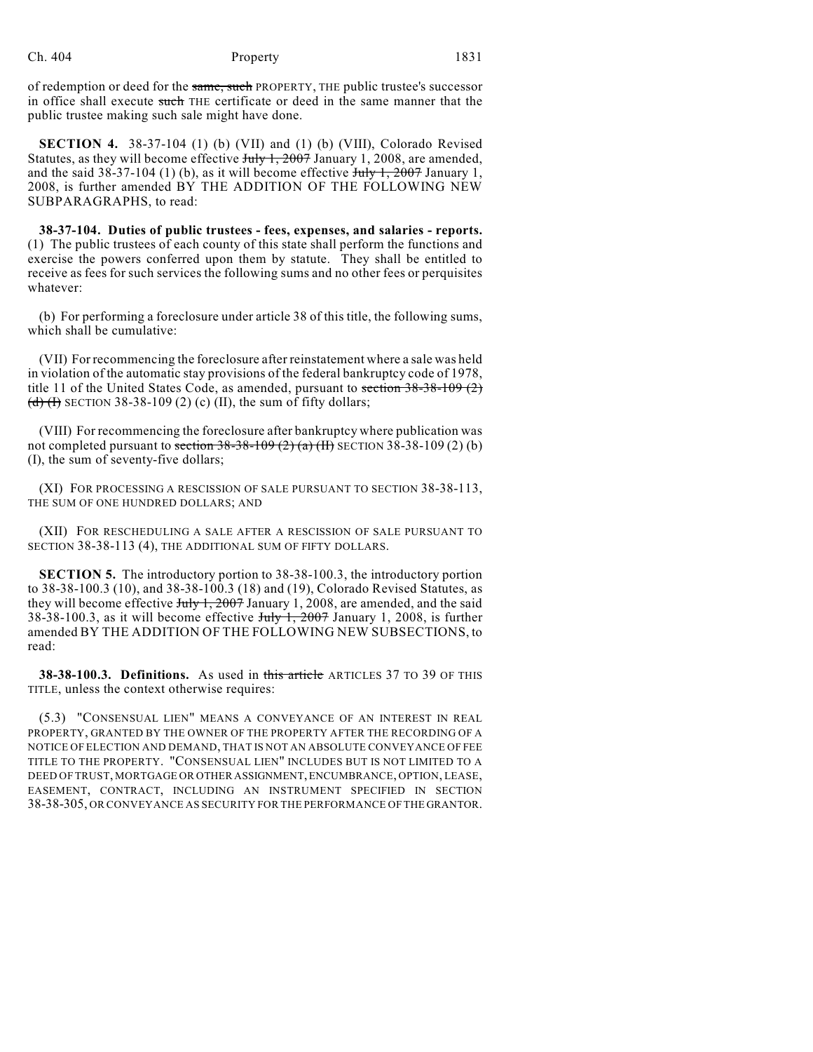of redemption or deed for the ~~same, such~~ PROPERTY, THE public trustee's successor in office shall execute ~~such~~ THE certificate or deed in the same manner that the public trustee making such sale might have done.

**SECTION 4.** 38-37-104 (1) (b) (VII) and (1) (b) (VIII), Colorado Revised Statutes, as they will become effective ~~July 1, 2007~~ January 1, 2008, are amended, and the said 38-37-104 (1) (b), as it will become effective ~~July 1, 2007~~ January 1, 2008, is further amended BY THE ADDITION OF THE FOLLOWING NEW SUBPARAGRAPHS, to read:

**38-37-104. Duties of public trustees - fees, expenses, and salaries - reports.** (1) The public trustees of each county of this state shall perform the functions and exercise the powers conferred upon them by statute. They shall be entitled to receive as fees for such services the following sums and no other fees or perquisites whatever:

(b) For performing a foreclosure under article 38 of this title, the following sums, which shall be cumulative:

(VII) For recommencing the foreclosure after reinstatement where a sale was held in violation of the automatic stay provisions of the federal bankruptcy code of 1978, title 11 of the United States Code, as amended, pursuant to ~~section 38-38-109 (2) (d) (I)~~ SECTION 38-38-109 (2) (c) (II), the sum of fifty dollars;

(VIII) For recommencing the foreclosure after bankruptcy where publication was not completed pursuant to ~~section 38-38-109 (2) (a) (II)~~ SECTION 38-38-109 (2) (b) (I), the sum of seventy-five dollars;

(XI) FOR PROCESSING A RESCISSION OF SALE PURSUANT TO SECTION 38-38-113, THE SUM OF ONE HUNDRED DOLLARS; AND

(XII) FOR RESCHEDULING A SALE AFTER A RESCISSION OF SALE PURSUANT TO SECTION 38-38-113 (4), THE ADDITIONAL SUM OF FIFTY DOLLARS.

**SECTION 5.** The introductory portion to 38-38-100.3, the introductory portion to 38-38-100.3 (10), and 38-38-100.3 (18) and (19), Colorado Revised Statutes, as they will become effective ~~July 1, 2007~~ January 1, 2008, are amended, and the said 38-38-100.3, as it will become effective ~~July 1, 2007~~ January 1, 2008, is further amended BY THE ADDITION OF THE FOLLOWING NEW SUBSECTIONS, to read:

**38-38-100.3. Definitions.** As used in ~~this article~~ ARTICLES 37 TO 39 OF THIS TITLE, unless the context otherwise requires:

(5.3) "CONSENSUAL LIEN" MEANS A CONVEYANCE OF AN INTEREST IN REAL PROPERTY, GRANTED BY THE OWNER OF THE PROPERTY AFTER THE RECORDING OF A NOTICE OF ELECTION AND DEMAND, THAT IS NOT AN ABSOLUTE CONVEYANCE OF FEE TITLE TO THE PROPERTY. "CONSENSUAL LIEN" INCLUDES BUT IS NOT LIMITED TO A DEED OF TRUST, MORTGAGE OR OTHER ASSIGNMENT, ENCUMBRANCE, OPTION, LEASE, EASEMENT, CONTRACT, INCLUDING AN INSTRUMENT SPECIFIED IN SECTION 38-38-305, OR CONVEYANCE AS SECURITY FOR THE PERFORMANCE OF THE GRANTOR.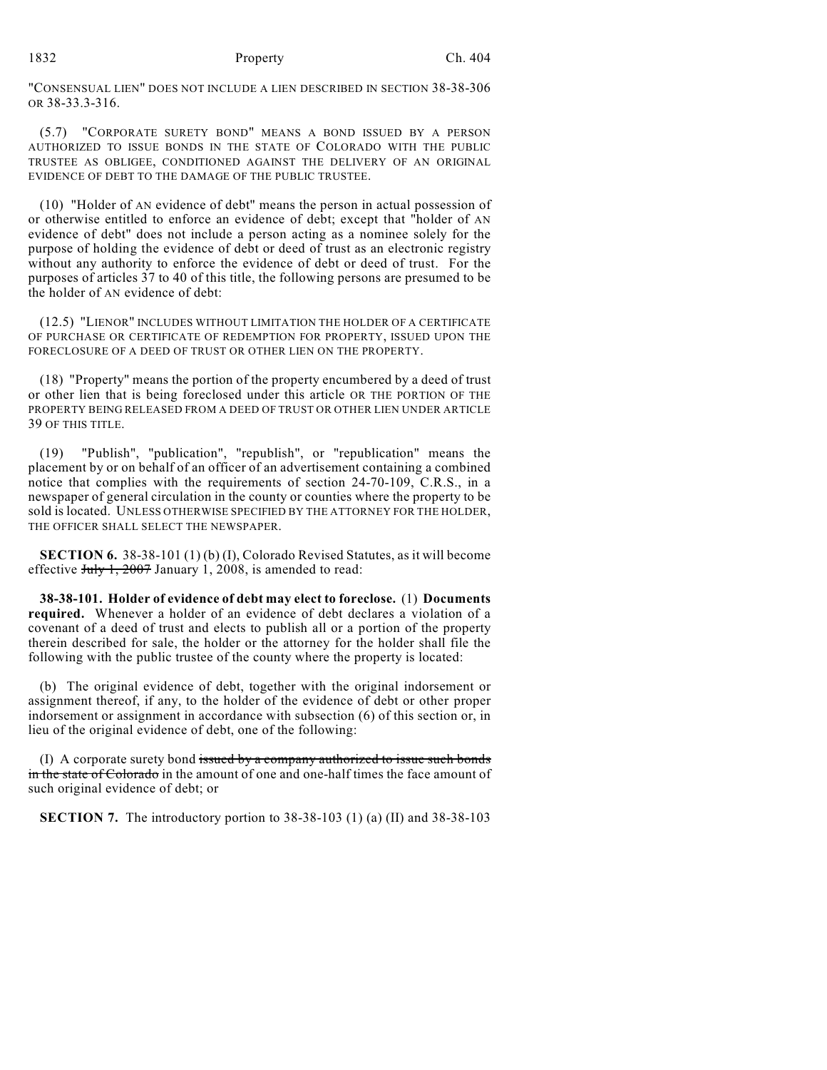"CONSENSUAL LIEN" DOES NOT INCLUDE A LIEN DESCRIBED IN SECTION 38-38-306 OR 38-33.3-316.

(5.7) "CORPORATE SURETY BOND" MEANS A BOND ISSUED BY A PERSON AUTHORIZED TO ISSUE BONDS IN THE STATE OF COLORADO WITH THE PUBLIC TRUSTEE AS OBLIGEE, CONDITIONED AGAINST THE DELIVERY OF AN ORIGINAL EVIDENCE OF DEBT TO THE DAMAGE OF THE PUBLIC TRUSTEE.

(10) "Holder of AN evidence of debt" means the person in actual possession of or otherwise entitled to enforce an evidence of debt; except that "holder of AN evidence of debt" does not include a person acting as a nominee solely for the purpose of holding the evidence of debt or deed of trust as an electronic registry without any authority to enforce the evidence of debt or deed of trust. For the purposes of articles 37 to 40 of this title, the following persons are presumed to be the holder of AN evidence of debt:

(12.5) "LIENOR" INCLUDES WITHOUT LIMITATION THE HOLDER OF A CERTIFICATE OF PURCHASE OR CERTIFICATE OF REDEMPTION FOR PROPERTY, ISSUED UPON THE FORECLOSURE OF A DEED OF TRUST OR OTHER LIEN ON THE PROPERTY.

(18) "Property" means the portion of the property encumbered by a deed of trust or other lien that is being foreclosed under this article OR THE PORTION OF THE PROPERTY BEING RELEASED FROM A DEED OF TRUST OR OTHER LIEN UNDER ARTICLE 39 OF THIS TITLE.

(19) "Publish", "publication", "republish", or "republication" means the placement by or on behalf of an officer of an advertisement containing a combined notice that complies with the requirements of section 24-70-109, C.R.S., in a newspaper of general circulation in the county or counties where the property to be sold is located. UNLESS OTHERWISE SPECIFIED BY THE ATTORNEY FOR THE HOLDER, THE OFFICER SHALL SELECT THE NEWSPAPER.

**SECTION 6.** 38-38-101 (1) (b) (I), Colorado Revised Statutes, as it will become effective ~~July 1, 2007~~ January 1, 2008, is amended to read:

**38-38-101. Holder of evidence of debt may elect to foreclose.** (1) **Documents required.** Whenever a holder of an evidence of debt declares a violation of a covenant of a deed of trust and elects to publish all or a portion of the property therein described for sale, the holder or the attorney for the holder shall file the following with the public trustee of the county where the property is located:

(b) The original evidence of debt, together with the original indorsement or assignment thereof, if any, to the holder of the evidence of debt or other proper indorsement or assignment in accordance with subsection (6) of this section or, in lieu of the original evidence of debt, one of the following:

(I) A corporate surety bond ~~issued by a company authorized to issue such bonds in the state of Colorado~~ in the amount of one and one-half times the face amount of such original evidence of debt; or

**SECTION 7.** The introductory portion to 38-38-103 (1) (a) (II) and 38-38-103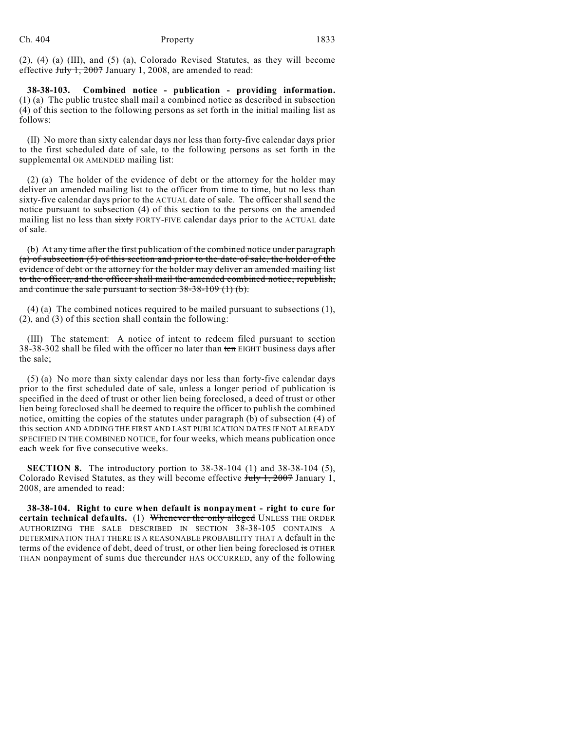(2), (4) (a) (III), and (5) (a), Colorado Revised Statutes, as they will become effective ~~July 1, 2007~~ January 1, 2008, are amended to read:

**38-38-103. Combined notice - publication - providing information.** (1) (a) The public trustee shall mail a combined notice as described in subsection (4) of this section to the following persons as set forth in the initial mailing list as follows:

(II) No more than sixty calendar days nor less than forty-five calendar days prior to the first scheduled date of sale, to the following persons as set forth in the supplemental OR AMENDED mailing list:

(2) (a) The holder of the evidence of debt or the attorney for the holder may deliver an amended mailing list to the officer from time to time, but no less than sixty-five calendar days prior to the ACTUAL date of sale. The officer shall send the notice pursuant to subsection (4) of this section to the persons on the amended mailing list no less than ~~sixty~~ FORTY-FIVE calendar days prior to the ACTUAL date of sale.

(b) ~~At any time after the first publication of the combined notice under paragraph (a) of subsection (5) of this section and prior to the date of sale, the holder of the evidence of debt or the attorney for the holder may deliver an amended mailing list to the officer, and the officer shall mail the amended combined notice, republish, and continue the sale pursuant to section 38-38-109 (1) (b).~~

(4) (a) The combined notices required to be mailed pursuant to subsections (1), (2), and (3) of this section shall contain the following:

(III) The statement: A notice of intent to redeem filed pursuant to section 38-38-302 shall be filed with the officer no later than ~~ten~~ EIGHT business days after the sale;

(5) (a) No more than sixty calendar days nor less than forty-five calendar days prior to the first scheduled date of sale, unless a longer period of publication is specified in the deed of trust or other lien being foreclosed, a deed of trust or other lien being foreclosed shall be deemed to require the officer to publish the combined notice, omitting the copies of the statutes under paragraph (b) of subsection (4) of this section AND ADDING THE FIRST AND LAST PUBLICATION DATES IF NOT ALREADY SPECIFIED IN THE COMBINED NOTICE, for four weeks, which means publication once each week for five consecutive weeks.

**SECTION 8.** The introductory portion to 38-38-104 (1) and 38-38-104 (5), Colorado Revised Statutes, as they will become effective ~~July 1, 2007~~ January 1, 2008, are amended to read:

**38-38-104. Right to cure when default is nonpayment - right to cure for certain technical defaults.** (1) ~~Whenever the only alleged~~ UNLESS THE ORDER AUTHORIZING THE SALE DESCRIBED IN SECTION 38-38-105 CONTAINS A DETERMINATION THAT THERE IS A REASONABLE PROBABILITY THAT A default in the terms of the evidence of debt, deed of trust, or other lien being foreclosed ~~is~~ OTHER THAN nonpayment of sums due thereunder HAS OCCURRED, any of the following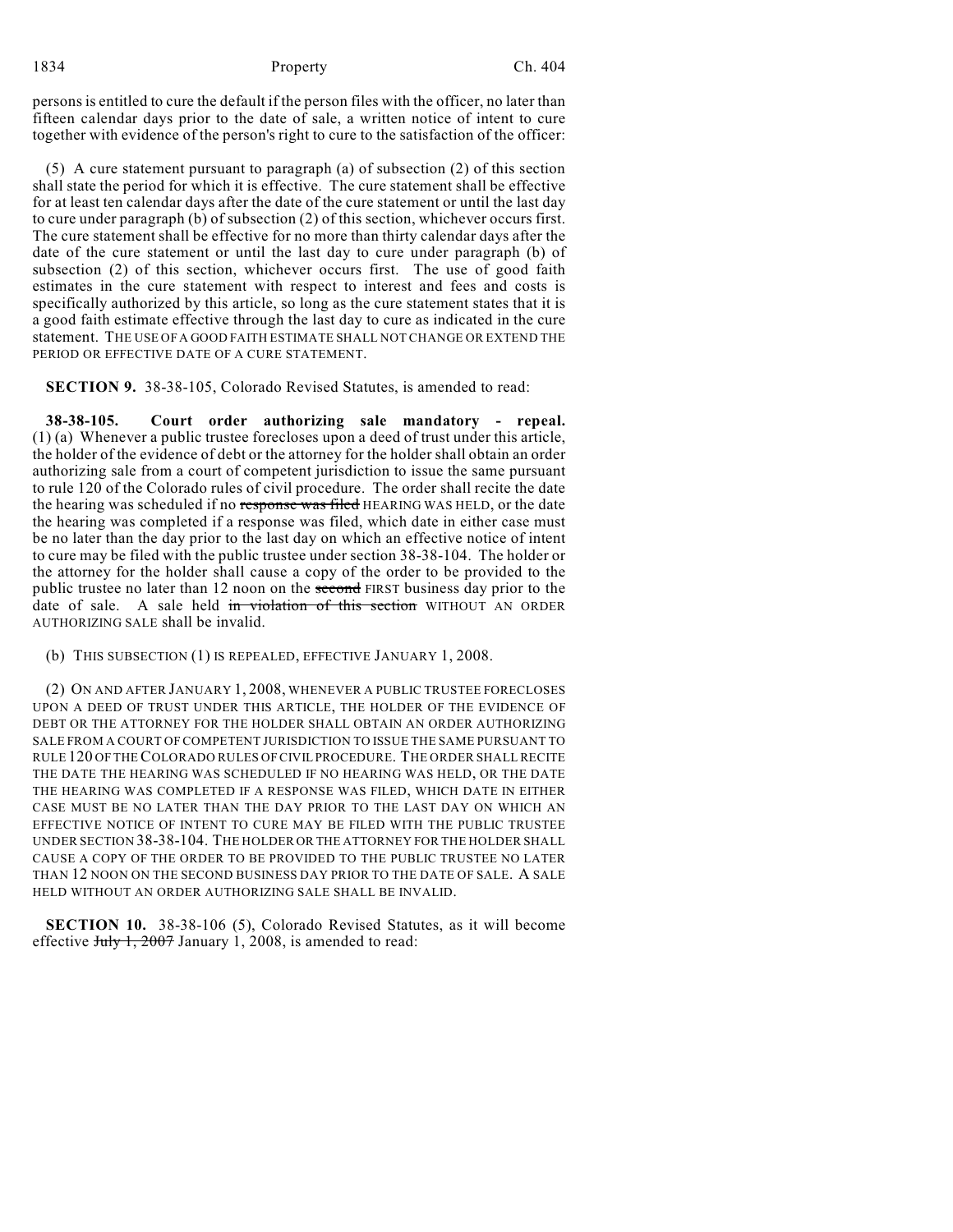persons is entitled to cure the default if the person files with the officer, no later than fifteen calendar days prior to the date of sale, a written notice of intent to cure together with evidence of the person's right to cure to the satisfaction of the officer:

(5) A cure statement pursuant to paragraph (a) of subsection (2) of this section shall state the period for which it is effective. The cure statement shall be effective for at least ten calendar days after the date of the cure statement or until the last day to cure under paragraph (b) of subsection (2) of this section, whichever occurs first. The cure statement shall be effective for no more than thirty calendar days after the date of the cure statement or until the last day to cure under paragraph (b) of subsection (2) of this section, whichever occurs first. The use of good faith estimates in the cure statement with respect to interest and fees and costs is specifically authorized by this article, so long as the cure statement states that it is a good faith estimate effective through the last day to cure as indicated in the cure statement. THE USE OF A GOOD FAITH ESTIMATE SHALL NOT CHANGE OR EXTEND THE PERIOD OR EFFECTIVE DATE OF A CURE STATEMENT.

**SECTION 9.** 38-38-105, Colorado Revised Statutes, is amended to read:

**38-38-105. Court order authorizing sale mandatory - repeal.** (1) (a) Whenever a public trustee forecloses upon a deed of trust under this article, the holder of the evidence of debt or the attorney for the holder shall obtain an order authorizing sale from a court of competent jurisdiction to issue the same pursuant to rule 120 of the Colorado rules of civil procedure. The order shall recite the date the hearing was scheduled if no ~~response was filed~~ HEARING WAS HELD, or the date the hearing was completed if a response was filed, which date in either case must be no later than the day prior to the last day on which an effective notice of intent to cure may be filed with the public trustee under section 38-38-104. The holder or the attorney for the holder shall cause a copy of the order to be provided to the public trustee no later than 12 noon on the ~~second~~ FIRST business day prior to the date of sale. A sale held ~~in violation of this section~~ WITHOUT AN ORDER AUTHORIZING SALE shall be invalid.

(b) THIS SUBSECTION (1) IS REPEALED, EFFECTIVE JANUARY 1, 2008.

(2) ON AND AFTER JANUARY 1, 2008, WHENEVER A PUBLIC TRUSTEE FORECLOSES UPON A DEED OF TRUST UNDER THIS ARTICLE, THE HOLDER OF THE EVIDENCE OF DEBT OR THE ATTORNEY FOR THE HOLDER SHALL OBTAIN AN ORDER AUTHORIZING SALE FROM A COURT OF COMPETENT JURISDICTION TO ISSUE THE SAME PURSUANT TO RULE 120 OF THE COLORADO RULES OF CIVIL PROCEDURE. THE ORDER SHALL RECITE THE DATE THE HEARING WAS SCHEDULED IF NO HEARING WAS HELD, OR THE DATE THE HEARING WAS COMPLETED IF A RESPONSE WAS FILED, WHICH DATE IN EITHER CASE MUST BE NO LATER THAN THE DAY PRIOR TO THE LAST DAY ON WHICH AN EFFECTIVE NOTICE OF INTENT TO CURE MAY BE FILED WITH THE PUBLIC TRUSTEE UNDER SECTION 38-38-104. THE HOLDER OR THE ATTORNEY FOR THE HOLDER SHALL CAUSE A COPY OF THE ORDER TO BE PROVIDED TO THE PUBLIC TRUSTEE NO LATER THAN 12 NOON ON THE SECOND BUSINESS DAY PRIOR TO THE DATE OF SALE. A SALE HELD WITHOUT AN ORDER AUTHORIZING SALE SHALL BE INVALID.

**SECTION 10.** 38-38-106 (5), Colorado Revised Statutes, as it will become effective ~~July 1, 2007~~ January 1, 2008, is amended to read: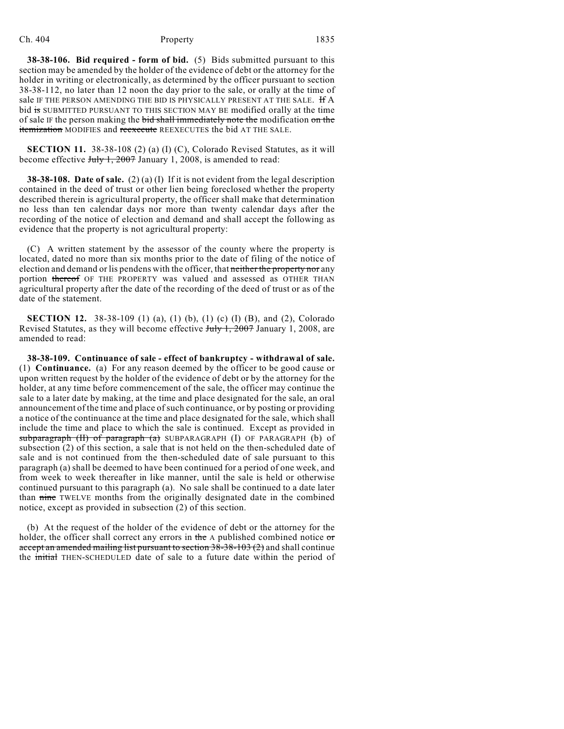**38-38-106. Bid required - form of bid.** (5) Bids submitted pursuant to this section may be amended by the holder of the evidence of debt or the attorney for the holder in writing or electronically, as determined by the officer pursuant to section 38-38-112, no later than 12 noon the day prior to the sale, or orally at the time of sale IF THE PERSON AMENDING THE BID IS PHYSICALLY PRESENT AT THE SALE. ~~If~~ A bid ~~is~~ SUBMITTED PURSUANT TO THIS SECTION MAY BE modified orally at the time of sale IF the person making the ~~bid shall immediately note the~~ modification ~~on the itemization~~ MODIFIES and ~~reexecute~~ REEXECUTES the bid AT THE SALE.

**SECTION 11.** 38-38-108 (2) (a) (I) (C), Colorado Revised Statutes, as it will become effective ~~July 1, 2007~~ January 1, 2008, is amended to read:

**38-38-108. Date of sale.** (2) (a) (I) If it is not evident from the legal description contained in the deed of trust or other lien being foreclosed whether the property described therein is agricultural property, the officer shall make that determination no less than ten calendar days nor more than twenty calendar days after the recording of the notice of election and demand and shall accept the following as evidence that the property is not agricultural property:

(C) A written statement by the assessor of the county where the property is located, dated no more than six months prior to the date of filing of the notice of election and demand or lis pendens with the officer, that ~~neither the property nor~~ any portion ~~thereof~~ OF THE PROPERTY was valued and assessed as OTHER THAN agricultural property after the date of the recording of the deed of trust or as of the date of the statement.

**SECTION 12.** 38-38-109 (1) (a), (1) (b), (1) (c) (I) (B), and (2), Colorado Revised Statutes, as they will become effective ~~July 1, 2007~~ January 1, 2008, are amended to read:

**38-38-109. Continuance of sale - effect of bankruptcy - withdrawal of sale.** (1) **Continuance.** (a) For any reason deemed by the officer to be good cause or upon written request by the holder of the evidence of debt or by the attorney for the holder, at any time before commencement of the sale, the officer may continue the sale to a later date by making, at the time and place designated for the sale, an oral announcement of the time and place of such continuance, or by posting or providing a notice of the continuance at the time and place designated for the sale, which shall include the time and place to which the sale is continued. Except as provided in ~~subparagraph (II) of paragraph (a)~~ SUBPARAGRAPH (I) OF PARAGRAPH (b) of subsection (2) of this section, a sale that is not held on the then-scheduled date of sale and is not continued from the then-scheduled date of sale pursuant to this paragraph (a) shall be deemed to have been continued for a period of one week, and from week to week thereafter in like manner, until the sale is held or otherwise continued pursuant to this paragraph (a). No sale shall be continued to a date later than ~~nine~~ TWELVE months from the originally designated date in the combined notice, except as provided in subsection (2) of this section.

(b) At the request of the holder of the evidence of debt or the attorney for the holder, the officer shall correct any errors in ~~the~~ A published combined notice ~~or accept an amended mailing list pursuant to section 38-38-103 (2)~~ and shall continue the ~~initial~~ THEN-SCHEDULED date of sale to a future date within the period of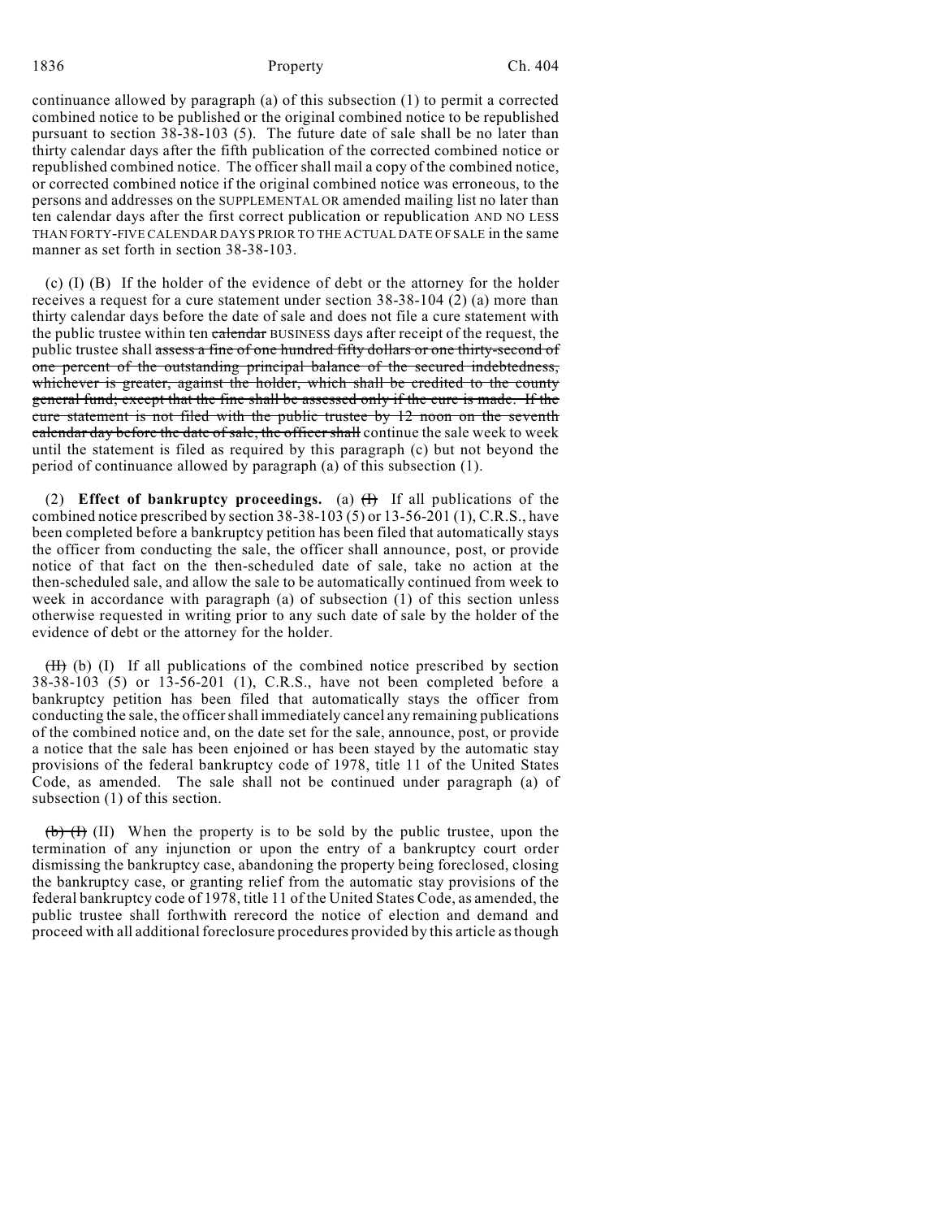continuance allowed by paragraph (a) of this subsection (1) to permit a corrected combined notice to be published or the original combined notice to be republished pursuant to section 38-38-103 (5). The future date of sale shall be no later than thirty calendar days after the fifth publication of the corrected combined notice or republished combined notice. The officer shall mail a copy of the combined notice, or corrected combined notice if the original combined notice was erroneous, to the persons and addresses on the SUPPLEMENTAL OR amended mailing list no later than ten calendar days after the first correct publication or republication AND NO LESS THAN FORTY-FIVE CALENDAR DAYS PRIOR TO THE ACTUAL DATE OF SALE in the same manner as set forth in section 38-38-103.

(c) (I) (B) If the holder of the evidence of debt or the attorney for the holder receives a request for a cure statement under section 38-38-104 (2) (a) more than thirty calendar days before the date of sale and does not file a cure statement with the public trustee within ten ~~calendar~~ BUSINESS days after receipt of the request, the public trustee shall ~~assess a fine of one hundred fifty dollars or one thirty-second of one percent of the outstanding principal balance of the secured indebtedness, whichever is greater, against the holder, which shall be credited to the county general fund; except that the fine shall be assessed only if the cure is made. If the cure statement is not filed with the public trustee by 12 noon on the seventh calendar day before the date of sale, the officer shall~~ continue the sale week to week until the statement is filed as required by this paragraph (c) but not beyond the period of continuance allowed by paragraph (a) of this subsection (1).

(2) **Effect of bankruptcy proceedings.** (a) ~~(I)~~ If all publications of the combined notice prescribed by section 38-38-103 (5) or 13-56-201 (1), C.R.S., have been completed before a bankruptcy petition has been filed that automatically stays the officer from conducting the sale, the officer shall announce, post, or provide notice of that fact on the then-scheduled date of sale, take no action at the then-scheduled sale, and allow the sale to be automatically continued from week to week in accordance with paragraph (a) of subsection (1) of this section unless otherwise requested in writing prior to any such date of sale by the holder of the evidence of debt or the attorney for the holder.

~~(II)~~ (b) (I) If all publications of the combined notice prescribed by section 38-38-103 (5) or 13-56-201 (1), C.R.S., have not been completed before a bankruptcy petition has been filed that automatically stays the officer from conducting the sale, the officer shall immediately cancel any remaining publications of the combined notice and, on the date set for the sale, announce, post, or provide a notice that the sale has been enjoined or has been stayed by the automatic stay provisions of the federal bankruptcy code of 1978, title 11 of the United States Code, as amended. The sale shall not be continued under paragraph (a) of subsection (1) of this section.

~~(b) (I)~~ (II) When the property is to be sold by the public trustee, upon the termination of any injunction or upon the entry of a bankruptcy court order dismissing the bankruptcy case, abandoning the property being foreclosed, closing the bankruptcy case, or granting relief from the automatic stay provisions of the federal bankruptcy code of 1978, title 11 of the United States Code, as amended, the public trustee shall forthwith rerecord the notice of election and demand and proceed with all additional foreclosure procedures provided by this article as though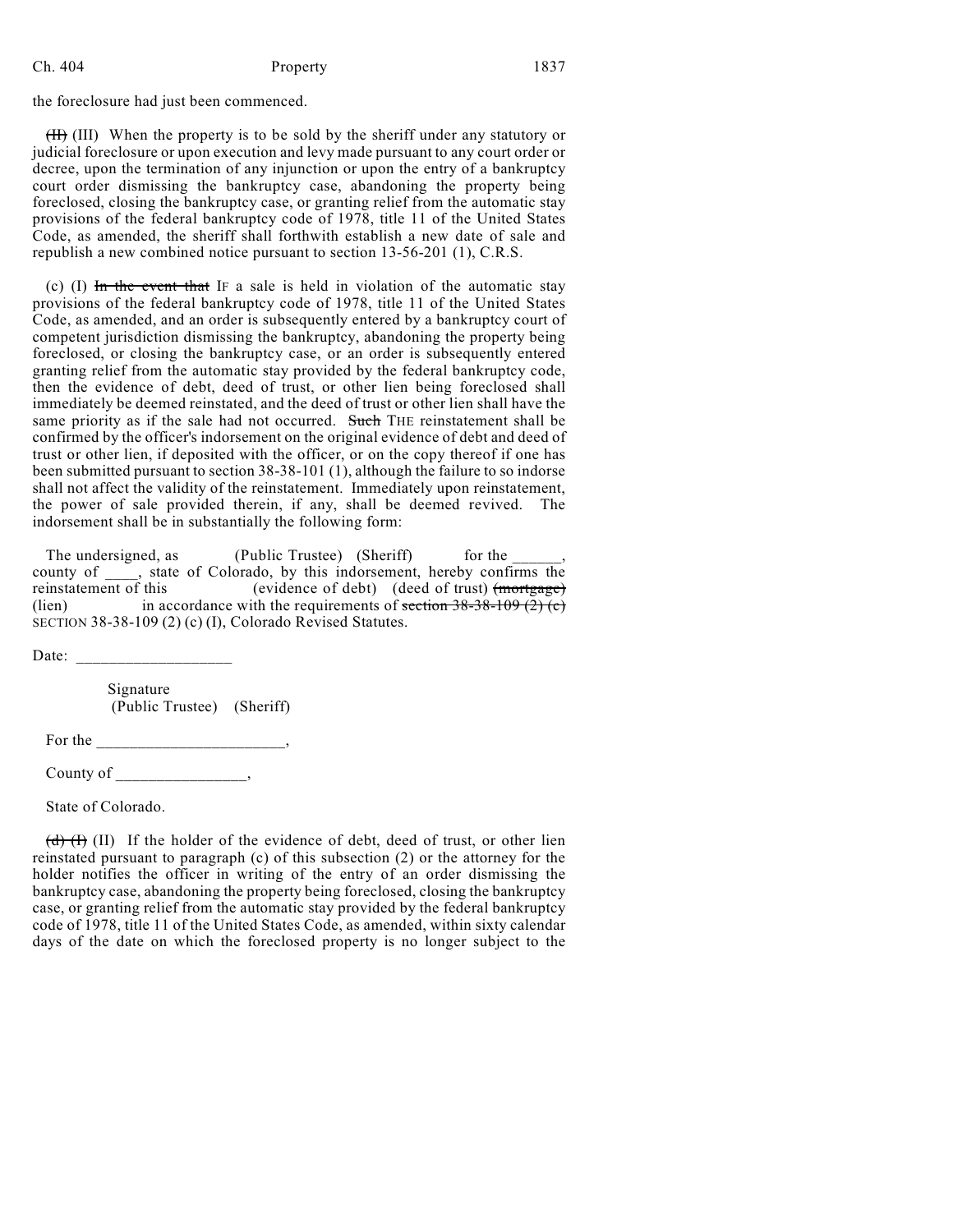the foreclosure had just been commenced.

~~(II)~~ (III) When the property is to be sold by the sheriff under any statutory or judicial foreclosure or upon execution and levy made pursuant to any court order or decree, upon the termination of any injunction or upon the entry of a bankruptcy court order dismissing the bankruptcy case, abandoning the property being foreclosed, closing the bankruptcy case, or granting relief from the automatic stay provisions of the federal bankruptcy code of 1978, title 11 of the United States Code, as amended, the sheriff shall forthwith establish a new date of sale and republish a new combined notice pursuant to section 13-56-201 (1), C.R.S.

(c) (I) ~~In the event that~~ IF a sale is held in violation of the automatic stay provisions of the federal bankruptcy code of 1978, title 11 of the United States Code, as amended, and an order is subsequently entered by a bankruptcy court of competent jurisdiction dismissing the bankruptcy, abandoning the property being foreclosed, or closing the bankruptcy case, or an order is subsequently entered granting relief from the automatic stay provided by the federal bankruptcy code, then the evidence of debt, deed of trust, or other lien being foreclosed shall immediately be deemed reinstated, and the deed of trust or other lien shall have the same priority as if the sale had not occurred. ~~Such~~ THE reinstatement shall be confirmed by the officer's indorsement on the original evidence of debt and deed of trust or other lien, if deposited with the officer, or on the copy thereof if one has been submitted pursuant to section 38-38-101 (1), although the failure to so indorse shall not affect the validity of the reinstatement. Immediately upon reinstatement, the power of sale provided therein, if any, shall be deemed revived. The indorsement shall be in substantially the following form:

The undersigned, as (Public Trustee) (Sheriff) for the ______, county of ____, state of Colorado, by this indorsement, hereby confirms the reinstatement of this (evidence of debt) (deed of trust) ~~(mortgage)~~ (lien) in accordance with the requirements of ~~section 38-38-109 (2) (c)~~ SECTION 38-38-109 (2) (c) (I), Colorado Revised Statutes.

Date: ___________________

Signature
(Public Trustee) (Sheriff)

For the _______________________,

County of ________________,

State of Colorado.

~~(d) (I)~~ (II) If the holder of the evidence of debt, deed of trust, or other lien reinstated pursuant to paragraph (c) of this subsection (2) or the attorney for the holder notifies the officer in writing of the entry of an order dismissing the bankruptcy case, abandoning the property being foreclosed, closing the bankruptcy case, or granting relief from the automatic stay provided by the federal bankruptcy code of 1978, title 11 of the United States Code, as amended, within sixty calendar days of the date on which the foreclosed property is no longer subject to the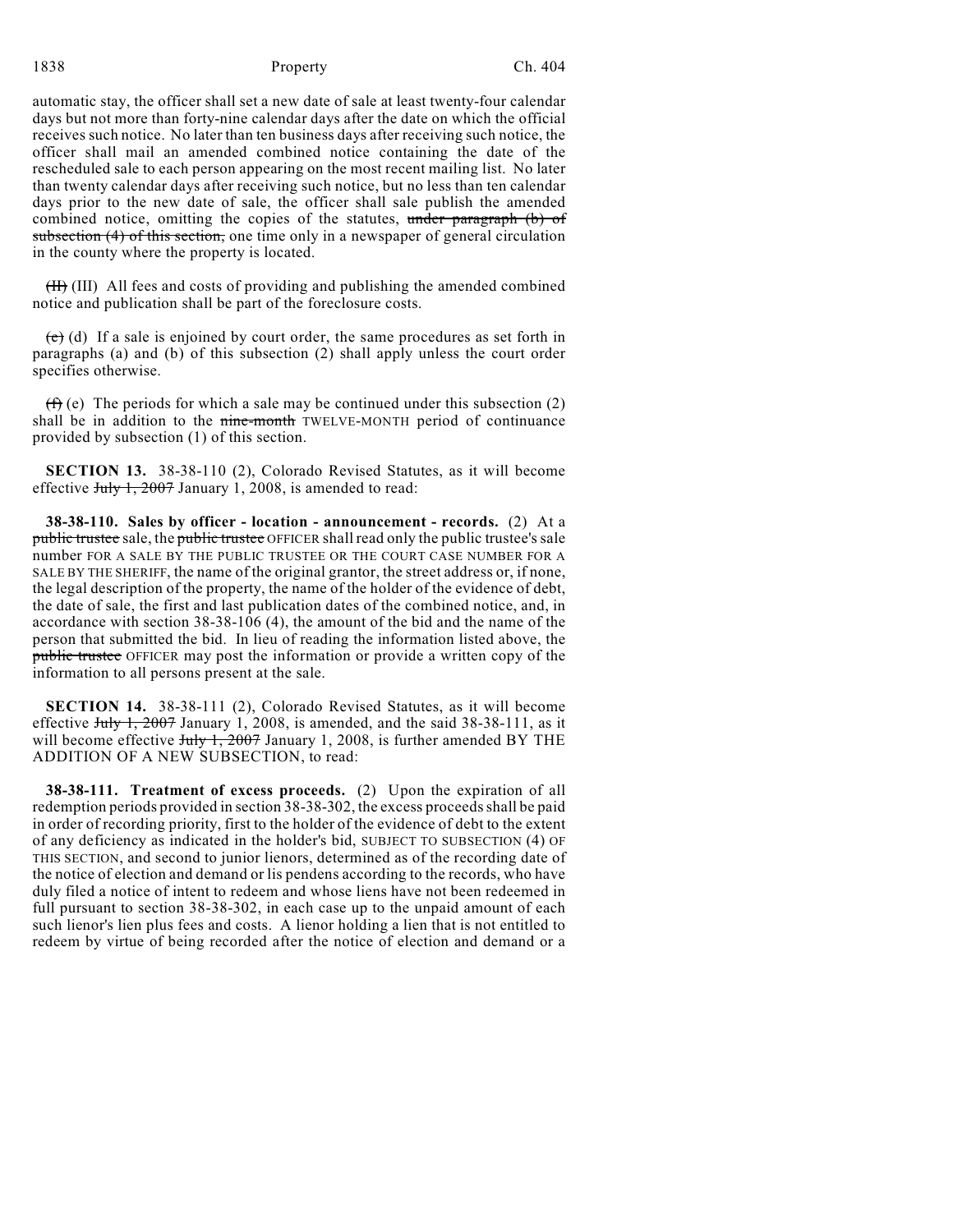automatic stay, the officer shall set a new date of sale at least twenty-four calendar days but not more than forty-nine calendar days after the date on which the official receives such notice. No later than ten business days after receiving such notice, the officer shall mail an amended combined notice containing the date of the rescheduled sale to each person appearing on the most recent mailing list. No later than twenty calendar days after receiving such notice, but no less than ten calendar days prior to the new date of sale, the officer shall sale publish the amended combined notice, omitting the copies of the statutes, ~~under paragraph (b) of subsection (4) of this section,~~ one time only in a newspaper of general circulation in the county where the property is located.

~~(II)~~ (III) All fees and costs of providing and publishing the amended combined notice and publication shall be part of the foreclosure costs.

~~(c)~~ (d) If a sale is enjoined by court order, the same procedures as set forth in paragraphs (a) and (b) of this subsection (2) shall apply unless the court order specifies otherwise.

~~(f)~~ (e) The periods for which a sale may be continued under this subsection (2) shall be in addition to the ~~nine-month~~ TWELVE-MONTH period of continuance provided by subsection (1) of this section.

**SECTION 13.** 38-38-110 (2), Colorado Revised Statutes, as it will become effective ~~July 1, 2007~~ January 1, 2008, is amended to read:

**38-38-110. Sales by officer - location - announcement - records.** (2) At a ~~public trustee~~ sale, the ~~public trustee~~ OFFICER shall read only the public trustee's sale number FOR A SALE BY THE PUBLIC TRUSTEE OR THE COURT CASE NUMBER FOR A SALE BY THE SHERIFF, the name of the original grantor, the street address or, if none, the legal description of the property, the name of the holder of the evidence of debt, the date of sale, the first and last publication dates of the combined notice, and, in accordance with section 38-38-106 (4), the amount of the bid and the name of the person that submitted the bid. In lieu of reading the information listed above, the ~~public trustee~~ OFFICER may post the information or provide a written copy of the information to all persons present at the sale.

**SECTION 14.** 38-38-111 (2), Colorado Revised Statutes, as it will become effective ~~July 1, 2007~~ January 1, 2008, is amended, and the said 38-38-111, as it will become effective ~~July 1, 2007~~ January 1, 2008, is further amended BY THE ADDITION OF A NEW SUBSECTION, to read:

**38-38-111. Treatment of excess proceeds.** (2) Upon the expiration of all redemption periods provided in section 38-38-302, the excess proceeds shall be paid in order of recording priority, first to the holder of the evidence of debt to the extent of any deficiency as indicated in the holder's bid, SUBJECT TO SUBSECTION (4) OF THIS SECTION, and second to junior lienors, determined as of the recording date of the notice of election and demand or lis pendens according to the records, who have duly filed a notice of intent to redeem and whose liens have not been redeemed in full pursuant to section 38-38-302, in each case up to the unpaid amount of each such lienor's lien plus fees and costs. A lienor holding a lien that is not entitled to redeem by virtue of being recorded after the notice of election and demand or a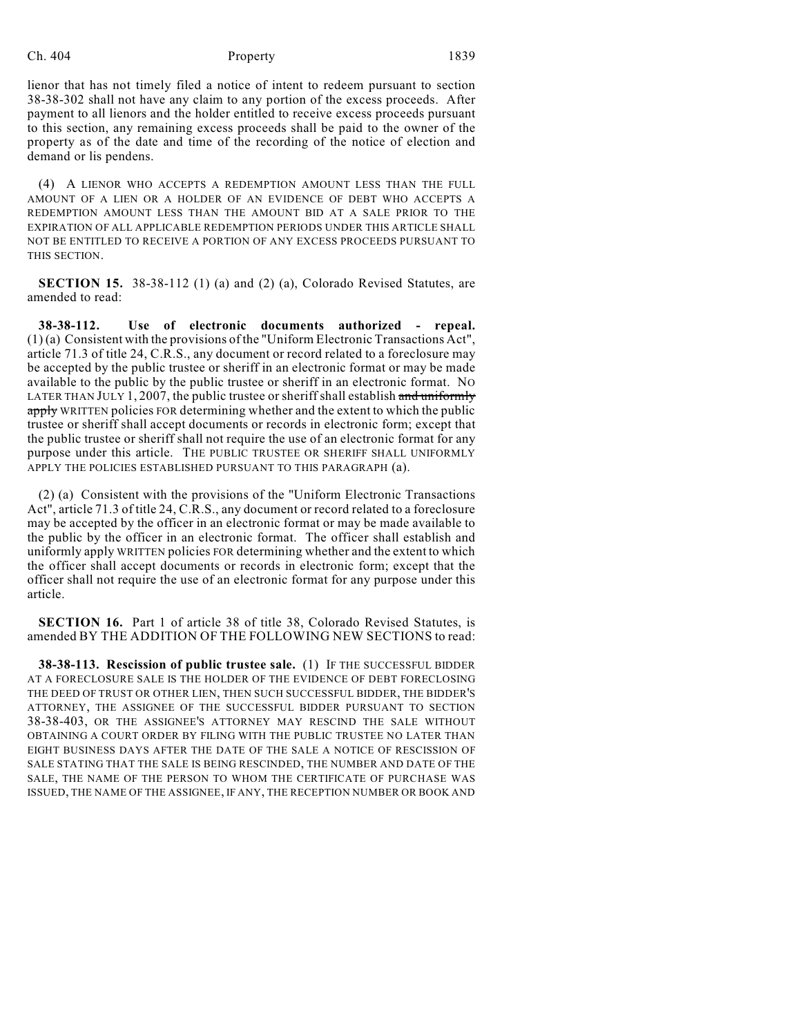lienor that has not timely filed a notice of intent to redeem pursuant to section 38-38-302 shall not have any claim to any portion of the excess proceeds. After payment to all lienors and the holder entitled to receive excess proceeds pursuant to this section, any remaining excess proceeds shall be paid to the owner of the property as of the date and time of the recording of the notice of election and demand or lis pendens.

(4) A LIENOR WHO ACCEPTS A REDEMPTION AMOUNT LESS THAN THE FULL AMOUNT OF A LIEN OR A HOLDER OF AN EVIDENCE OF DEBT WHO ACCEPTS A REDEMPTION AMOUNT LESS THAN THE AMOUNT BID AT A SALE PRIOR TO THE EXPIRATION OF ALL APPLICABLE REDEMPTION PERIODS UNDER THIS ARTICLE SHALL NOT BE ENTITLED TO RECEIVE A PORTION OF ANY EXCESS PROCEEDS PURSUANT TO THIS SECTION.

**SECTION 15.** 38-38-112 (1) (a) and (2) (a), Colorado Revised Statutes, are amended to read:

**38-38-112. Use of electronic documents authorized - repeal.** (1) (a) Consistent with the provisions of the "Uniform Electronic Transactions Act", article 71.3 of title 24, C.R.S., any document or record related to a foreclosure may be accepted by the public trustee or sheriff in an electronic format or may be made available to the public by the public trustee or sheriff in an electronic format. NO LATER THAN JULY 1, 2007, the public trustee or sheriff shall establish ~~and uniformly apply~~ WRITTEN policies FOR determining whether and the extent to which the public trustee or sheriff shall accept documents or records in electronic form; except that the public trustee or sheriff shall not require the use of an electronic format for any purpose under this article. THE PUBLIC TRUSTEE OR SHERIFF SHALL UNIFORMLY APPLY THE POLICIES ESTABLISHED PURSUANT TO THIS PARAGRAPH (a).

(2) (a) Consistent with the provisions of the "Uniform Electronic Transactions Act", article 71.3 of title 24, C.R.S., any document or record related to a foreclosure may be accepted by the officer in an electronic format or may be made available to the public by the officer in an electronic format. The officer shall establish and uniformly apply WRITTEN policies FOR determining whether and the extent to which the officer shall accept documents or records in electronic form; except that the officer shall not require the use of an electronic format for any purpose under this article.

**SECTION 16.** Part 1 of article 38 of title 38, Colorado Revised Statutes, is amended BY THE ADDITION OF THE FOLLOWING NEW SECTIONS to read:

**38-38-113. Rescission of public trustee sale.** (1) IF THE SUCCESSFUL BIDDER AT A FORECLOSURE SALE IS THE HOLDER OF THE EVIDENCE OF DEBT FORECLOSING THE DEED OF TRUST OR OTHER LIEN, THEN SUCH SUCCESSFUL BIDDER, THE BIDDER'S ATTORNEY, THE ASSIGNEE OF THE SUCCESSFUL BIDDER PURSUANT TO SECTION 38-38-403, OR THE ASSIGNEE'S ATTORNEY MAY RESCIND THE SALE WITHOUT OBTAINING A COURT ORDER BY FILING WITH THE PUBLIC TRUSTEE NO LATER THAN EIGHT BUSINESS DAYS AFTER THE DATE OF THE SALE A NOTICE OF RESCISSION OF SALE STATING THAT THE SALE IS BEING RESCINDED, THE NUMBER AND DATE OF THE SALE, THE NAME OF THE PERSON TO WHOM THE CERTIFICATE OF PURCHASE WAS ISSUED, THE NAME OF THE ASSIGNEE, IF ANY, THE RECEPTION NUMBER OR BOOK AND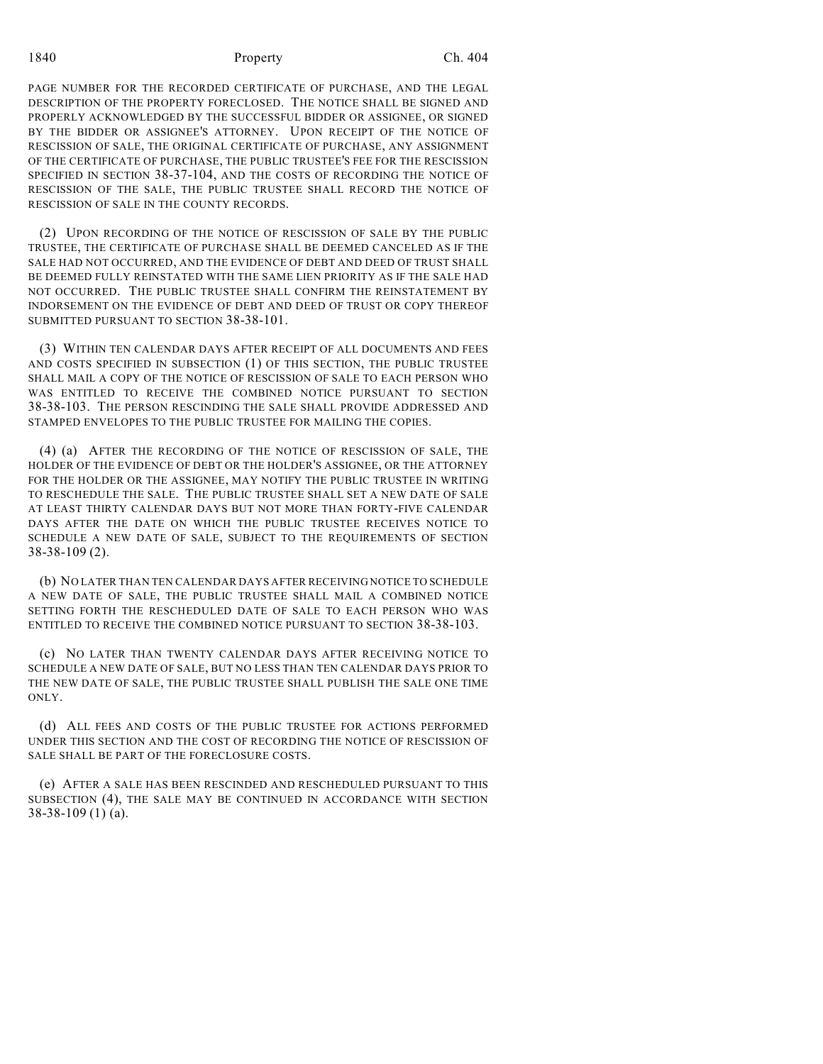PAGE NUMBER FOR THE RECORDED CERTIFICATE OF PURCHASE, AND THE LEGAL DESCRIPTION OF THE PROPERTY FORECLOSED. THE NOTICE SHALL BE SIGNED AND PROPERLY ACKNOWLEDGED BY THE SUCCESSFUL BIDDER OR ASSIGNEE, OR SIGNED BY THE BIDDER OR ASSIGNEE'S ATTORNEY. UPON RECEIPT OF THE NOTICE OF RESCISSION OF SALE, THE ORIGINAL CERTIFICATE OF PURCHASE, ANY ASSIGNMENT OF THE CERTIFICATE OF PURCHASE, THE PUBLIC TRUSTEE'S FEE FOR THE RESCISSION SPECIFIED IN SECTION 38-37-104, AND THE COSTS OF RECORDING THE NOTICE OF RESCISSION OF THE SALE, THE PUBLIC TRUSTEE SHALL RECORD THE NOTICE OF RESCISSION OF SALE IN THE COUNTY RECORDS.

(2) UPON RECORDING OF THE NOTICE OF RESCISSION OF SALE BY THE PUBLIC TRUSTEE, THE CERTIFICATE OF PURCHASE SHALL BE DEEMED CANCELED AS IF THE SALE HAD NOT OCCURRED, AND THE EVIDENCE OF DEBT AND DEED OF TRUST SHALL BE DEEMED FULLY REINSTATED WITH THE SAME LIEN PRIORITY AS IF THE SALE HAD NOT OCCURRED. THE PUBLIC TRUSTEE SHALL CONFIRM THE REINSTATEMENT BY INDORSEMENT ON THE EVIDENCE OF DEBT AND DEED OF TRUST OR COPY THEREOF SUBMITTED PURSUANT TO SECTION 38-38-101.

(3) WITHIN TEN CALENDAR DAYS AFTER RECEIPT OF ALL DOCUMENTS AND FEES AND COSTS SPECIFIED IN SUBSECTION (1) OF THIS SECTION, THE PUBLIC TRUSTEE SHALL MAIL A COPY OF THE NOTICE OF RESCISSION OF SALE TO EACH PERSON WHO WAS ENTITLED TO RECEIVE THE COMBINED NOTICE PURSUANT TO SECTION 38-38-103. THE PERSON RESCINDING THE SALE SHALL PROVIDE ADDRESSED AND STAMPED ENVELOPES TO THE PUBLIC TRUSTEE FOR MAILING THE COPIES.

(4) (a) AFTER THE RECORDING OF THE NOTICE OF RESCISSION OF SALE, THE HOLDER OF THE EVIDENCE OF DEBT OR THE HOLDER'S ASSIGNEE, OR THE ATTORNEY FOR THE HOLDER OR THE ASSIGNEE, MAY NOTIFY THE PUBLIC TRUSTEE IN WRITING TO RESCHEDULE THE SALE. THE PUBLIC TRUSTEE SHALL SET A NEW DATE OF SALE AT LEAST THIRTY CALENDAR DAYS BUT NOT MORE THAN FORTY-FIVE CALENDAR DAYS AFTER THE DATE ON WHICH THE PUBLIC TRUSTEE RECEIVES NOTICE TO SCHEDULE A NEW DATE OF SALE, SUBJECT TO THE REQUIREMENTS OF SECTION 38-38-109 (2).

(b) NO LATER THAN TEN CALENDAR DAYS AFTER RECEIVING NOTICE TO SCHEDULE A NEW DATE OF SALE, THE PUBLIC TRUSTEE SHALL MAIL A COMBINED NOTICE SETTING FORTH THE RESCHEDULED DATE OF SALE TO EACH PERSON WHO WAS ENTITLED TO RECEIVE THE COMBINED NOTICE PURSUANT TO SECTION 38-38-103.

(c) NO LATER THAN TWENTY CALENDAR DAYS AFTER RECEIVING NOTICE TO SCHEDULE A NEW DATE OF SALE, BUT NO LESS THAN TEN CALENDAR DAYS PRIOR TO THE NEW DATE OF SALE, THE PUBLIC TRUSTEE SHALL PUBLISH THE SALE ONE TIME ONLY.

(d) ALL FEES AND COSTS OF THE PUBLIC TRUSTEE FOR ACTIONS PERFORMED UNDER THIS SECTION AND THE COST OF RECORDING THE NOTICE OF RESCISSION OF SALE SHALL BE PART OF THE FORECLOSURE COSTS.

(e) AFTER A SALE HAS BEEN RESCINDED AND RESCHEDULED PURSUANT TO THIS SUBSECTION (4), THE SALE MAY BE CONTINUED IN ACCORDANCE WITH SECTION 38-38-109 (1) (a).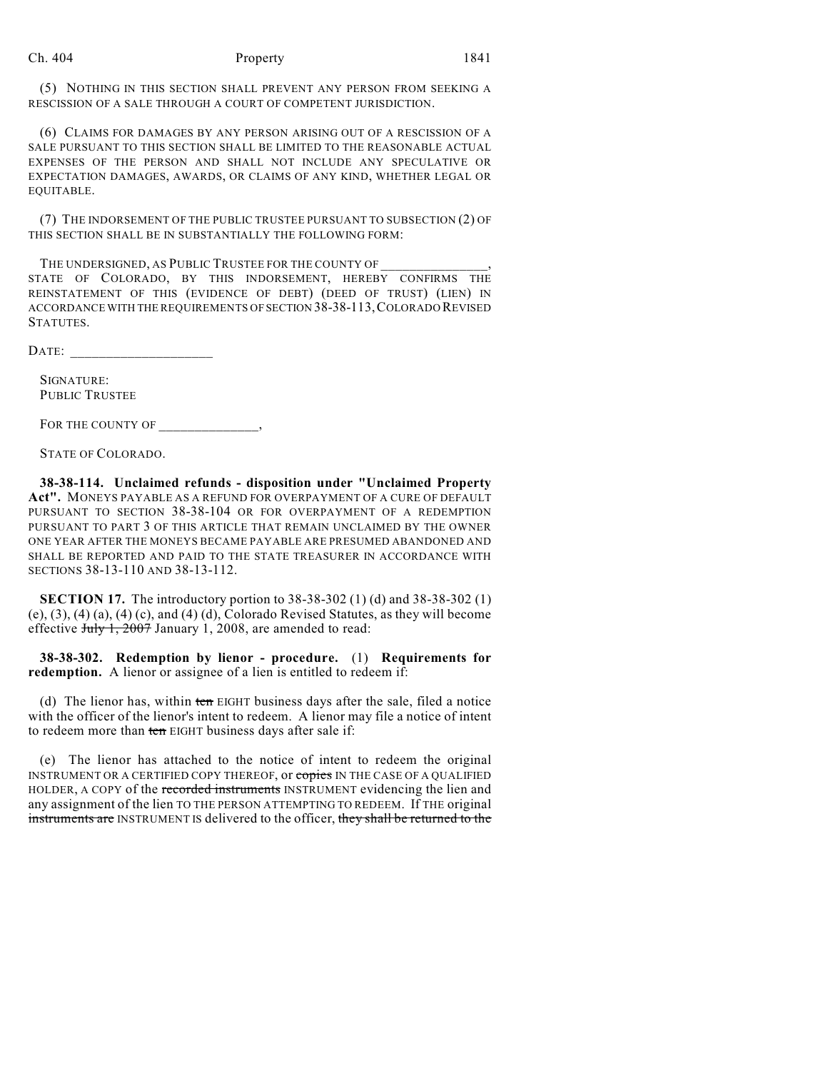(5) NOTHING IN THIS SECTION SHALL PREVENT ANY PERSON FROM SEEKING A RESCISSION OF A SALE THROUGH A COURT OF COMPETENT JURISDICTION.

(6) CLAIMS FOR DAMAGES BY ANY PERSON ARISING OUT OF A RESCISSION OF A SALE PURSUANT TO THIS SECTION SHALL BE LIMITED TO THE REASONABLE ACTUAL EXPENSES OF THE PERSON AND SHALL NOT INCLUDE ANY SPECULATIVE OR EXPECTATION DAMAGES, AWARDS, OR CLAIMS OF ANY KIND, WHETHER LEGAL OR EQUITABLE.

(7) THE INDORSEMENT OF THE PUBLIC TRUSTEE PURSUANT TO SUBSECTION (2) OF THIS SECTION SHALL BE IN SUBSTANTIALLY THE FOLLOWING FORM:

THE UNDERSIGNED, AS PUBLIC TRUSTEE FOR THE COUNTY OF _______________, STATE OF COLORADO, BY THIS INDORSEMENT, HEREBY CONFIRMS THE REINSTATEMENT OF THIS (EVIDENCE OF DEBT) (DEED OF TRUST) (LIEN) IN ACCORDANCE WITH THE REQUIREMENTS OF SECTION 38-38-113, COLORADO REVISED STATUTES.

DATE: ____________________

SIGNATURE:
PUBLIC TRUSTEE

FOR THE COUNTY OF ______________,

STATE OF COLORADO.

**38-38-114. Unclaimed refunds - disposition under "Unclaimed Property Act".** MONEYS PAYABLE AS A REFUND FOR OVERPAYMENT OF A CURE OF DEFAULT PURSUANT TO SECTION 38-38-104 OR FOR OVERPAYMENT OF A REDEMPTION PURSUANT TO PART 3 OF THIS ARTICLE THAT REMAIN UNCLAIMED BY THE OWNER ONE YEAR AFTER THE MONEYS BECAME PAYABLE ARE PRESUMED ABANDONED AND SHALL BE REPORTED AND PAID TO THE STATE TREASURER IN ACCORDANCE WITH SECTIONS 38-13-110 AND 38-13-112.

**SECTION 17.** The introductory portion to 38-38-302 (1) (d) and 38-38-302 (1) (e), (3), (4) (a), (4) (c), and (4) (d), Colorado Revised Statutes, as they will become effective ~~July 1, 2007~~ January 1, 2008, are amended to read:

**38-38-302. Redemption by lienor - procedure.** (1) **Requirements for redemption.** A lienor or assignee of a lien is entitled to redeem if:

(d) The lienor has, within ~~ten~~ EIGHT business days after the sale, filed a notice with the officer of the lienor's intent to redeem. A lienor may file a notice of intent to redeem more than ~~ten~~ EIGHT business days after sale if:

(e) The lienor has attached to the notice of intent to redeem the original INSTRUMENT OR A CERTIFIED COPY THEREOF, or ~~copies~~ IN THE CASE OF A QUALIFIED HOLDER, A COPY of the ~~recorded instruments~~ INSTRUMENT evidencing the lien and any assignment of the lien TO THE PERSON ATTEMPTING TO REDEEM. If THE original ~~instruments are~~ INSTRUMENT IS delivered to the officer, ~~they shall be returned to the~~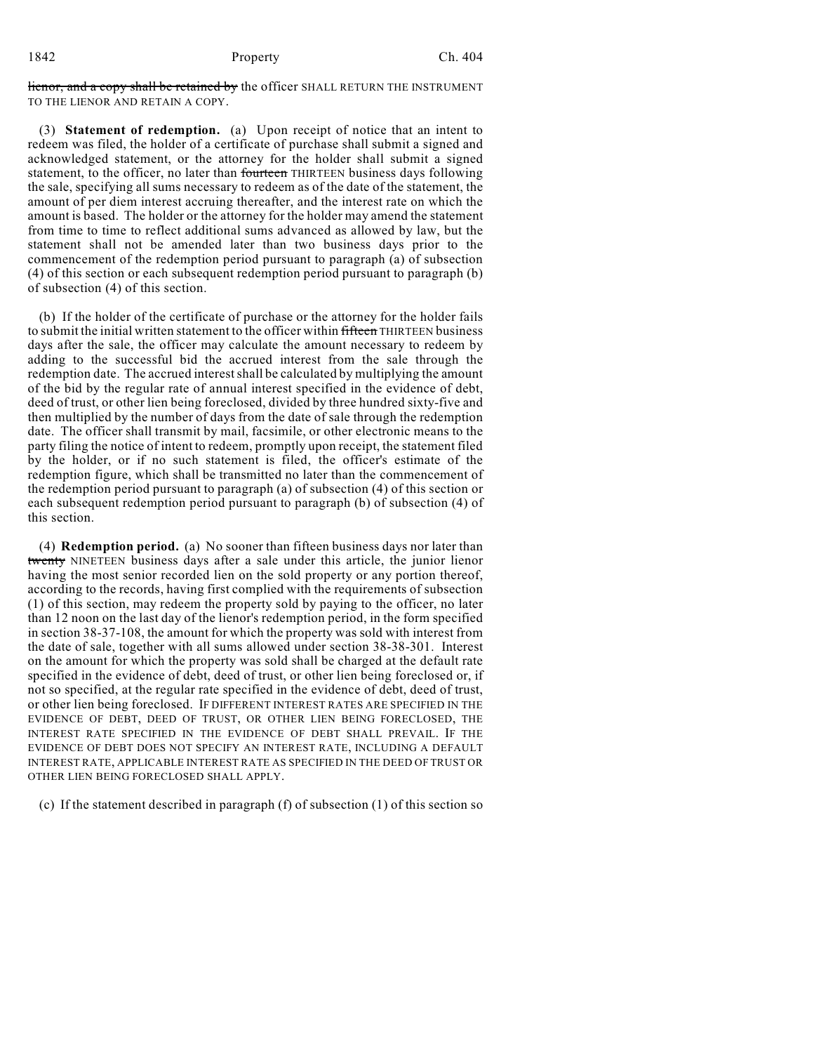~~lienor, and a copy shall be retained by~~ the officer SHALL RETURN THE INSTRUMENT TO THE LIENOR AND RETAIN A COPY.

(3) **Statement of redemption.** (a) Upon receipt of notice that an intent to redeem was filed, the holder of a certificate of purchase shall submit a signed and acknowledged statement, or the attorney for the holder shall submit a signed statement, to the officer, no later than ~~fourteen~~ THIRTEEN business days following the sale, specifying all sums necessary to redeem as of the date of the statement, the amount of per diem interest accruing thereafter, and the interest rate on which the amount is based. The holder or the attorney for the holder may amend the statement from time to time to reflect additional sums advanced as allowed by law, but the statement shall not be amended later than two business days prior to the commencement of the redemption period pursuant to paragraph (a) of subsection (4) of this section or each subsequent redemption period pursuant to paragraph (b) of subsection (4) of this section.

(b) If the holder of the certificate of purchase or the attorney for the holder fails to submit the initial written statement to the officer within ~~fifteen~~ THIRTEEN business days after the sale, the officer may calculate the amount necessary to redeem by adding to the successful bid the accrued interest from the sale through the redemption date. The accrued interest shall be calculated by multiplying the amount of the bid by the regular rate of annual interest specified in the evidence of debt, deed of trust, or other lien being foreclosed, divided by three hundred sixty-five and then multiplied by the number of days from the date of sale through the redemption date. The officer shall transmit by mail, facsimile, or other electronic means to the party filing the notice of intent to redeem, promptly upon receipt, the statement filed by the holder, or if no such statement is filed, the officer's estimate of the redemption figure, which shall be transmitted no later than the commencement of the redemption period pursuant to paragraph (a) of subsection (4) of this section or each subsequent redemption period pursuant to paragraph (b) of subsection (4) of this section.

(4) **Redemption period.** (a) No sooner than fifteen business days nor later than ~~twenty~~ NINETEEN business days after a sale under this article, the junior lienor having the most senior recorded lien on the sold property or any portion thereof, according to the records, having first complied with the requirements of subsection (1) of this section, may redeem the property sold by paying to the officer, no later than 12 noon on the last day of the lienor's redemption period, in the form specified in section 38-37-108, the amount for which the property was sold with interest from the date of sale, together with all sums allowed under section 38-38-301. Interest on the amount for which the property was sold shall be charged at the default rate specified in the evidence of debt, deed of trust, or other lien being foreclosed or, if not so specified, at the regular rate specified in the evidence of debt, deed of trust, or other lien being foreclosed. IF DIFFERENT INTEREST RATES ARE SPECIFIED IN THE EVIDENCE OF DEBT, DEED OF TRUST, OR OTHER LIEN BEING FORECLOSED, THE INTEREST RATE SPECIFIED IN THE EVIDENCE OF DEBT SHALL PREVAIL. IF THE EVIDENCE OF DEBT DOES NOT SPECIFY AN INTEREST RATE, INCLUDING A DEFAULT INTEREST RATE, APPLICABLE INTEREST RATE AS SPECIFIED IN THE DEED OF TRUST OR OTHER LIEN BEING FORECLOSED SHALL APPLY.

(c) If the statement described in paragraph (f) of subsection (1) of this section so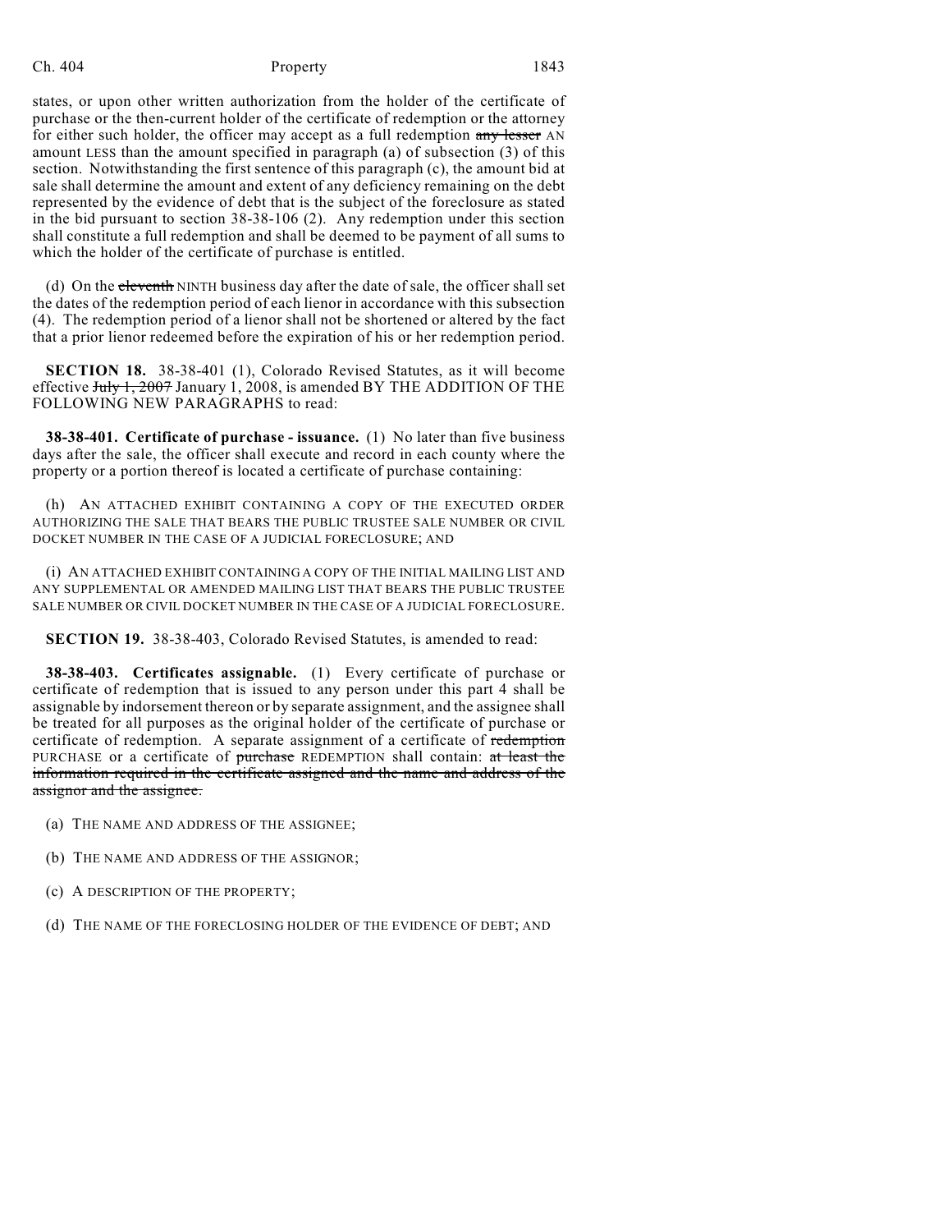states, or upon other written authorization from the holder of the certificate of purchase or the then-current holder of the certificate of redemption or the attorney for either such holder, the officer may accept as a full redemption ~~any lesser~~ AN amount LESS than the amount specified in paragraph (a) of subsection (3) of this section. Notwithstanding the first sentence of this paragraph (c), the amount bid at sale shall determine the amount and extent of any deficiency remaining on the debt represented by the evidence of debt that is the subject of the foreclosure as stated in the bid pursuant to section 38-38-106 (2). Any redemption under this section shall constitute a full redemption and shall be deemed to be payment of all sums to which the holder of the certificate of purchase is entitled.

(d) On the ~~eleventh~~ NINTH business day after the date of sale, the officer shall set the dates of the redemption period of each lienor in accordance with this subsection (4). The redemption period of a lienor shall not be shortened or altered by the fact that a prior lienor redeemed before the expiration of his or her redemption period.

**SECTION 18.** 38-38-401 (1), Colorado Revised Statutes, as it will become effective ~~July 1, 2007~~ January 1, 2008, is amended BY THE ADDITION OF THE FOLLOWING NEW PARAGRAPHS to read:

**38-38-401. Certificate of purchase - issuance.** (1) No later than five business days after the sale, the officer shall execute and record in each county where the property or a portion thereof is located a certificate of purchase containing:

(h) AN ATTACHED EXHIBIT CONTAINING A COPY OF THE EXECUTED ORDER AUTHORIZING THE SALE THAT BEARS THE PUBLIC TRUSTEE SALE NUMBER OR CIVIL DOCKET NUMBER IN THE CASE OF A JUDICIAL FORECLOSURE; AND

(i) AN ATTACHED EXHIBIT CONTAINING A COPY OF THE INITIAL MAILING LIST AND ANY SUPPLEMENTAL OR AMENDED MAILING LIST THAT BEARS THE PUBLIC TRUSTEE SALE NUMBER OR CIVIL DOCKET NUMBER IN THE CASE OF A JUDICIAL FORECLOSURE.

**SECTION 19.** 38-38-403, Colorado Revised Statutes, is amended to read:

**38-38-403. Certificates assignable.** (1) Every certificate of purchase or certificate of redemption that is issued to any person under this part 4 shall be assignable by indorsement thereon or by separate assignment, and the assignee shall be treated for all purposes as the original holder of the certificate of purchase or certificate of redemption. A separate assignment of a certificate of ~~redemption~~ PURCHASE or a certificate of ~~purchase~~ REDEMPTION shall contain: ~~at least the information required in the certificate assigned and the name and address of the assignor and the assignee.~~

(a) THE NAME AND ADDRESS OF THE ASSIGNEE;

(b) THE NAME AND ADDRESS OF THE ASSIGNOR;

(c) A DESCRIPTION OF THE PROPERTY;

(d) THE NAME OF THE FORECLOSING HOLDER OF THE EVIDENCE OF DEBT; AND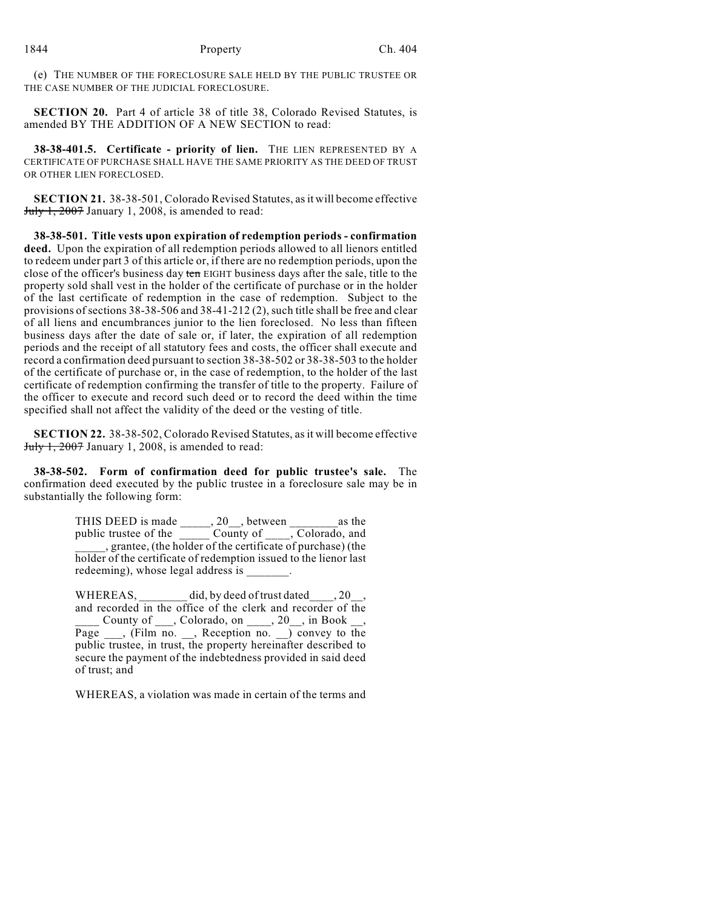(e) THE NUMBER OF THE FORECLOSURE SALE HELD BY THE PUBLIC TRUSTEE OR THE CASE NUMBER OF THE JUDICIAL FORECLOSURE.

**SECTION 20.** Part 4 of article 38 of title 38, Colorado Revised Statutes, is amended BY THE ADDITION OF A NEW SECTION to read:

**38-38-401.5. Certificate - priority of lien.** THE LIEN REPRESENTED BY A CERTIFICATE OF PURCHASE SHALL HAVE THE SAME PRIORITY AS THE DEED OF TRUST OR OTHER LIEN FORECLOSED.

**SECTION 21.** 38-38-501, Colorado Revised Statutes, as it will become effective ~~July 1, 2007~~ January 1, 2008, is amended to read:

**38-38-501. Title vests upon expiration of redemption periods - confirmation deed.** Upon the expiration of all redemption periods allowed to all lienors entitled to redeem under part 3 of this article or, if there are no redemption periods, upon the close of the officer's business day ~~ten~~ EIGHT business days after the sale, title to the property sold shall vest in the holder of the certificate of purchase or in the holder of the last certificate of redemption in the case of redemption. Subject to the provisions of sections 38-38-506 and 38-41-212 (2), such title shall be free and clear of all liens and encumbrances junior to the lien foreclosed. No less than fifteen business days after the date of sale or, if later, the expiration of all redemption periods and the receipt of all statutory fees and costs, the officer shall execute and record a confirmation deed pursuant to section 38-38-502 or 38-38-503 to the holder of the certificate of purchase or, in the case of redemption, to the holder of the last certificate of redemption confirming the transfer of title to the property. Failure of the officer to execute and record such deed or to record the deed within the time specified shall not affect the validity of the deed or the vesting of title.

**SECTION 22.** 38-38-502, Colorado Revised Statutes, as it will become effective ~~July 1, 2007~~ January 1, 2008, is amended to read:

**38-38-502. Form of confirmation deed for public trustee's sale.** The confirmation deed executed by the public trustee in a foreclosure sale may be in substantially the following form:

> THIS DEED is made _____, 20__, between ________as the public trustee of the _____ County of ____, Colorado, and _____, grantee, (the holder of the certificate of purchase) (the holder of the certificate of redemption issued to the lienor last redeeming), whose legal address is _______.
>
> WHEREAS, ________ did, by deed of trust dated____, 20__, and recorded in the office of the clerk and recorder of the ____ County of ___, Colorado, on ____, 20__, in Book __, Page ___, (Film no. __, Reception no. __) convey to the public trustee, in trust, the property hereinafter described to secure the payment of the indebtedness provided in said deed of trust; and
>
> WHEREAS, a violation was made in certain of the terms and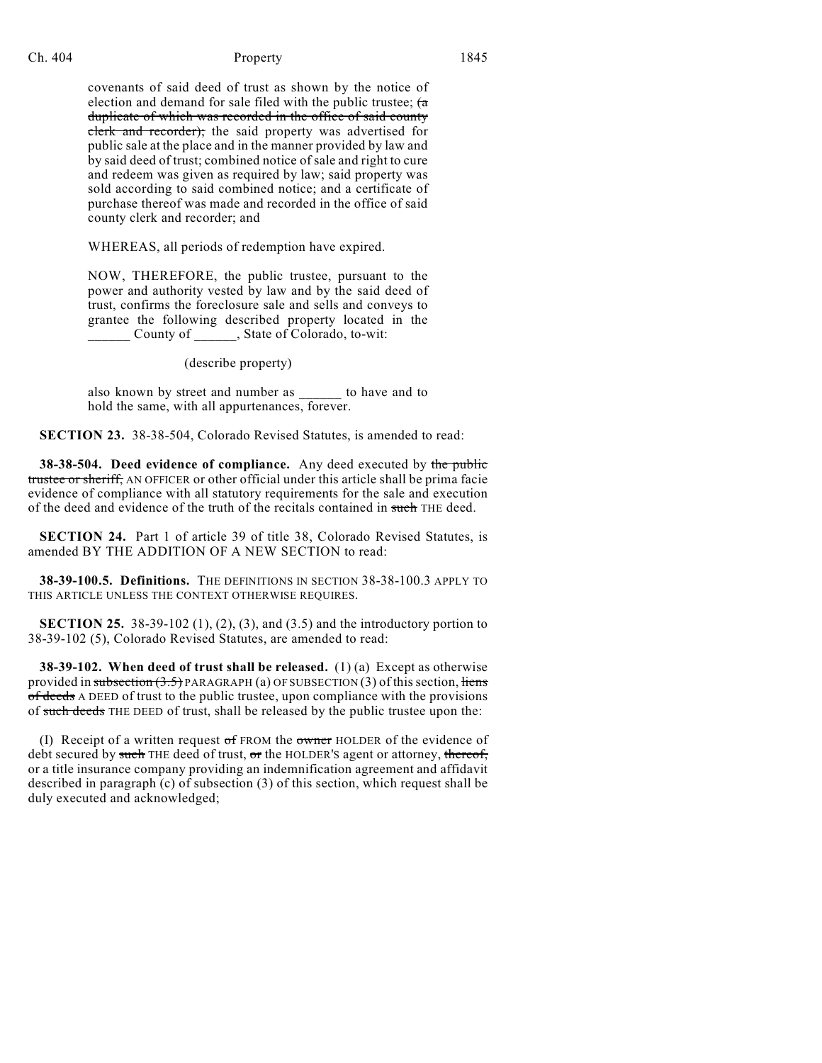covenants of said deed of trust as shown by the notice of election and demand for sale filed with the public trustee; ~~(a duplicate of which was recorded in the office of said county clerk and recorder)~~; the said property was advertised for public sale at the place and in the manner provided by law and by said deed of trust; combined notice of sale and right to cure and redeem was given as required by law; said property was sold according to said combined notice; and a certificate of purchase thereof was made and recorded in the office of said county clerk and recorder; and

WHEREAS, all periods of redemption have expired.

NOW, THEREFORE, the public trustee, pursuant to the power and authority vested by law and by the said deed of trust, confirms the foreclosure sale and sells and conveys to grantee the following described property located in the ______ County of ______, State of Colorado, to-wit:

(describe property)

also known by street and number as ______ to have and to hold the same, with all appurtenances, forever.

**SECTION 23.** 38-38-504, Colorado Revised Statutes, is amended to read:

**38-38-504. Deed evidence of compliance.** Any deed executed by ~~the public trustee or sheriff,~~ AN OFFICER or other official under this article shall be prima facie evidence of compliance with all statutory requirements for the sale and execution of the deed and evidence of the truth of the recitals contained in ~~such~~ THE deed.

**SECTION 24.** Part 1 of article 39 of title 38, Colorado Revised Statutes, is amended BY THE ADDITION OF A NEW SECTION to read:

**38-39-100.5. Definitions.** THE DEFINITIONS IN SECTION 38-38-100.3 APPLY TO THIS ARTICLE UNLESS THE CONTEXT OTHERWISE REQUIRES.

**SECTION 25.** 38-39-102 (1), (2), (3), and (3.5) and the introductory portion to 38-39-102 (5), Colorado Revised Statutes, are amended to read:

**38-39-102. When deed of trust shall be released.** (1) (a) Except as otherwise provided in ~~subsection (3.5)~~ PARAGRAPH (a) OF SUBSECTION (3) of this section, ~~liens of deeds~~ A DEED of trust to the public trustee, upon compliance with the provisions of ~~such deeds~~ THE DEED of trust, shall be released by the public trustee upon the:

(I) Receipt of a written request ~~of~~ FROM the ~~owner~~ HOLDER of the evidence of debt secured by ~~such~~ THE deed of trust, ~~or~~ the HOLDER'S agent or attorney, ~~thereof,~~ or a title insurance company providing an indemnification agreement and affidavit described in paragraph (c) of subsection (3) of this section, which request shall be duly executed and acknowledged;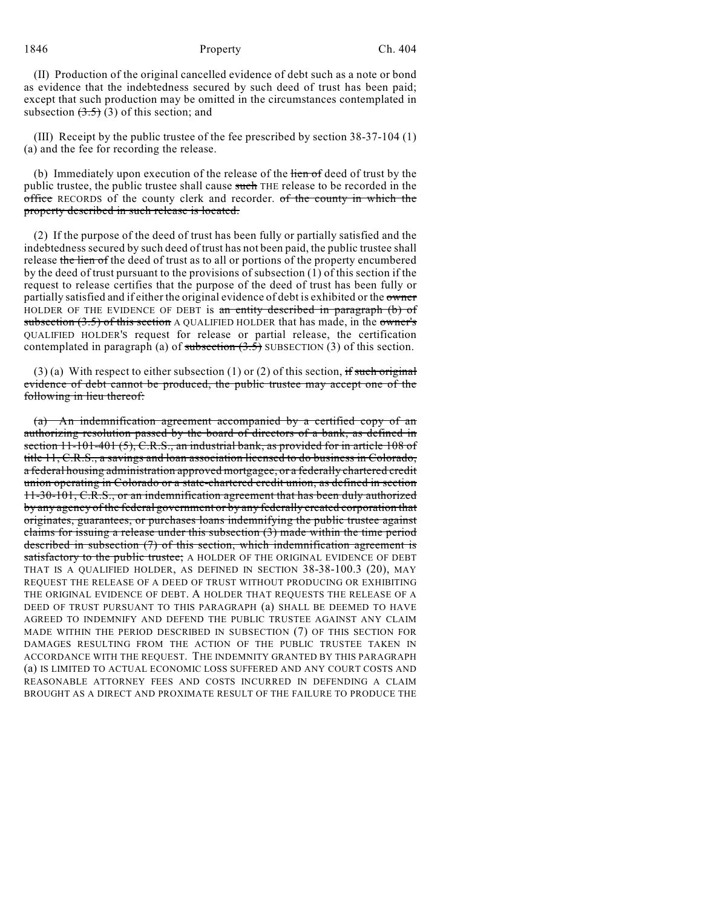(II) Production of the original cancelled evidence of debt such as a note or bond as evidence that the indebtedness secured by such deed of trust has been paid; except that such production may be omitted in the circumstances contemplated in subsection ~~(3.5)~~ (3) of this section; and

(III) Receipt by the public trustee of the fee prescribed by section 38-37-104 (1) (a) and the fee for recording the release.

(b) Immediately upon execution of the release of the ~~lien of~~ deed of trust by the public trustee, the public trustee shall cause ~~such~~ THE release to be recorded in the ~~office~~ RECORDS of the county clerk and recorder. ~~of the county in which the property described in such release is located.~~

(2) If the purpose of the deed of trust has been fully or partially satisfied and the indebtedness secured by such deed of trust has not been paid, the public trustee shall release ~~the lien of~~ the deed of trust as to all or portions of the property encumbered by the deed of trust pursuant to the provisions of subsection (1) of this section if the request to release certifies that the purpose of the deed of trust has been fully or partially satisfied and if either the original evidence of debt is exhibited or the ~~owner~~ HOLDER OF THE EVIDENCE OF DEBT is ~~an entity described in paragraph (b) of subsection (3.5) of this section~~ A QUALIFIED HOLDER that has made, in the ~~owner's~~ QUALIFIED HOLDER'S request for release or partial release, the certification contemplated in paragraph (a) of ~~subsection (3.5)~~ SUBSECTION (3) of this section.

(3) (a) With respect to either subsection (1) or (2) of this section, ~~if such original evidence of debt cannot be produced, the public trustee may accept one of the following in lieu thereof:~~

~~(a) An indemnification agreement accompanied by a certified copy of an authorizing resolution passed by the board of directors of a bank, as defined in section 11-101-401 (5), C.R.S., an industrial bank, as provided for in article 108 of title 11, C.R.S., a savings and loan association licensed to do business in Colorado, a federal housing administration approved mortgagee, or a federally chartered credit union operating in Colorado or a state-chartered credit union, as defined in section 11-30-101, C.R.S., or an indemnification agreement that has been duly authorized by any agency of the federal government or by any federally created corporation that originates, guarantees, or purchases loans indemnifying the public trustee against claims for issuing a release under this subsection (3) made within the time period described in subsection (7) of this section, which indemnification agreement is satisfactory to the public trustee;~~ A HOLDER OF THE ORIGINAL EVIDENCE OF DEBT THAT IS A QUALIFIED HOLDER, AS DEFINED IN SECTION 38-38-100.3 (20), MAY REQUEST THE RELEASE OF A DEED OF TRUST WITHOUT PRODUCING OR EXHIBITING THE ORIGINAL EVIDENCE OF DEBT. A HOLDER THAT REQUESTS THE RELEASE OF A DEED OF TRUST PURSUANT TO THIS PARAGRAPH (a) SHALL BE DEEMED TO HAVE AGREED TO INDEMNIFY AND DEFEND THE PUBLIC TRUSTEE AGAINST ANY CLAIM MADE WITHIN THE PERIOD DESCRIBED IN SUBSECTION (7) OF THIS SECTION FOR DAMAGES RESULTING FROM THE ACTION OF THE PUBLIC TRUSTEE TAKEN IN ACCORDANCE WITH THE REQUEST. THE INDEMNITY GRANTED BY THIS PARAGRAPH (a) IS LIMITED TO ACTUAL ECONOMIC LOSS SUFFERED AND ANY COURT COSTS AND REASONABLE ATTORNEY FEES AND COSTS INCURRED IN DEFENDING A CLAIM BROUGHT AS A DIRECT AND PROXIMATE RESULT OF THE FAILURE TO PRODUCE THE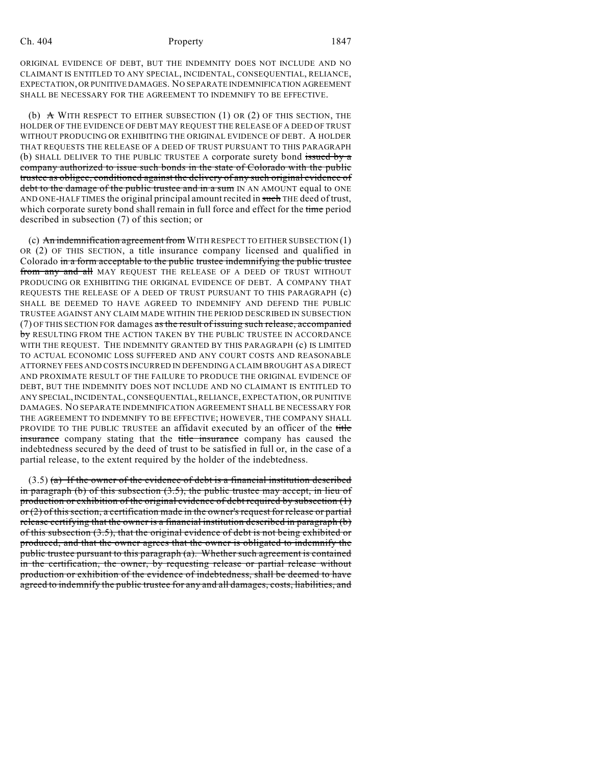ORIGINAL EVIDENCE OF DEBT, BUT THE INDEMNITY DOES NOT INCLUDE AND NO CLAIMANT IS ENTITLED TO ANY SPECIAL, INCIDENTAL, CONSEQUENTIAL, RELIANCE, EXPECTATION, OR PUNITIVE DAMAGES. NO SEPARATE INDEMNIFICATION AGREEMENT SHALL BE NECESSARY FOR THE AGREEMENT TO INDEMNIFY TO BE EFFECTIVE.

(b) ~~A~~ WITH RESPECT TO EITHER SUBSECTION (1) OR (2) OF THIS SECTION, THE HOLDER OF THE EVIDENCE OF DEBT MAY REQUEST THE RELEASE OF A DEED OF TRUST WITHOUT PRODUCING OR EXHIBITING THE ORIGINAL EVIDENCE OF DEBT. A HOLDER THAT REQUESTS THE RELEASE OF A DEED OF TRUST PURSUANT TO THIS PARAGRAPH (b) SHALL DELIVER TO THE PUBLIC TRUSTEE A corporate surety bond ~~issued by a company authorized to issue such bonds in the state of Colorado with the public trustee as obligee, conditioned against the delivery of any such original evidence of debt to the damage of the public trustee and in a sum~~ IN AN AMOUNT equal to ONE AND ONE-HALF TIMES the original principal amount recited in ~~such~~ THE deed of trust, which corporate surety bond shall remain in full force and effect for the ~~time~~ period described in subsection (7) of this section; or

(c) ~~An indemnification agreement from~~ WITH RESPECT TO EITHER SUBSECTION (1) OR (2) OF THIS SECTION, a title insurance company licensed and qualified in Colorado ~~in a form acceptable to the public trustee indemnifying the public trustee from any and all~~ MAY REQUEST THE RELEASE OF A DEED OF TRUST WITHOUT PRODUCING OR EXHIBITING THE ORIGINAL EVIDENCE OF DEBT. A COMPANY THAT REQUESTS THE RELEASE OF A DEED OF TRUST PURSUANT TO THIS PARAGRAPH (c) SHALL BE DEEMED TO HAVE AGREED TO INDEMNIFY AND DEFEND THE PUBLIC TRUSTEE AGAINST ANY CLAIM MADE WITHIN THE PERIOD DESCRIBED IN SUBSECTION (7) OF THIS SECTION FOR damages ~~as the result of issuing such release, accompanied by~~ RESULTING FROM THE ACTION TAKEN BY THE PUBLIC TRUSTEE IN ACCORDANCE WITH THE REQUEST. THE INDEMNITY GRANTED BY THIS PARAGRAPH (c) IS LIMITED TO ACTUAL ECONOMIC LOSS SUFFERED AND ANY COURT COSTS AND REASONABLE ATTORNEY FEES AND COSTS INCURRED IN DEFENDING A CLAIM BROUGHT AS A DIRECT AND PROXIMATE RESULT OF THE FAILURE TO PRODUCE THE ORIGINAL EVIDENCE OF DEBT, BUT THE INDEMNITY DOES NOT INCLUDE AND NO CLAIMANT IS ENTITLED TO ANY SPECIAL, INCIDENTAL, CONSEQUENTIAL, RELIANCE, EXPECTATION, OR PUNITIVE DAMAGES. NO SEPARATE INDEMNIFICATION AGREEMENT SHALL BE NECESSARY FOR THE AGREEMENT TO INDEMNIFY TO BE EFFECTIVE; HOWEVER, THE COMPANY SHALL PROVIDE TO THE PUBLIC TRUSTEE an affidavit executed by an officer of the ~~title insurance~~ company stating that the ~~title insurance~~ company has caused the indebtedness secured by the deed of trust to be satisfied in full or, in the case of a partial release, to the extent required by the holder of the indebtedness.

(3.5) ~~(a) If the owner of the evidence of debt is a financial institution described in paragraph (b) of this subsection (3.5), the public trustee may accept, in lieu of production or exhibition of the original evidence of debt required by subsection (1) or (2) of this section, a certification made in the owner's request for release or partial release certifying that the owner is a financial institution described in paragraph (b) of this subsection (3.5), that the original evidence of debt is not being exhibited or produced, and that the owner agrees that the owner is obligated to indemnify the public trustee pursuant to this paragraph (a). Whether such agreement is contained in the certification, the owner, by requesting release or partial release without production or exhibition of the evidence of indebtedness, shall be deemed to have agreed to indemnify the public trustee for any and all damages, costs, liabilities, and~~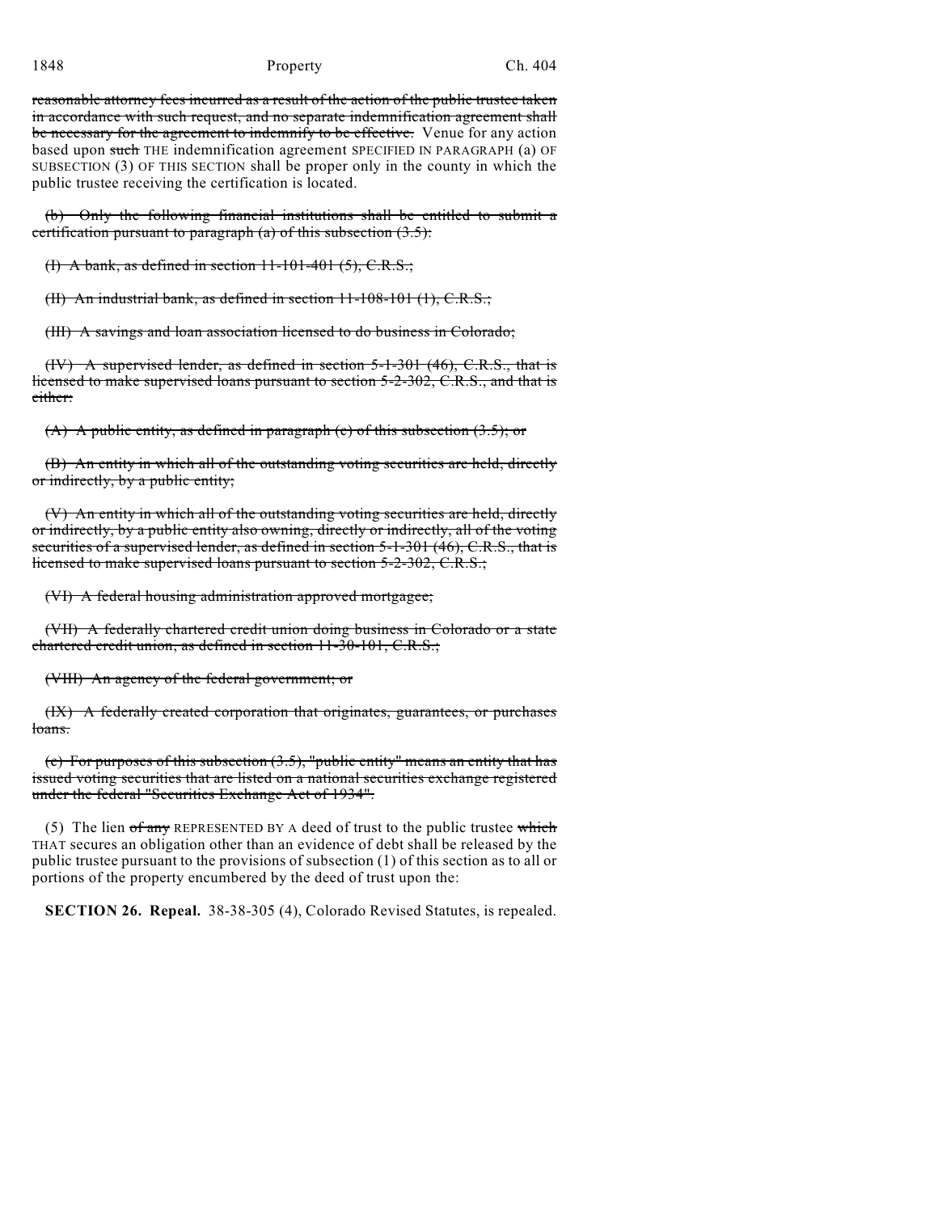~~reasonable attorney fees incurred as a result of the action of the public trustee taken in accordance with such request, and no separate indemnification agreement shall be necessary for the agreement to indemnify to be effective.~~ Venue for any action based upon ~~such~~ THE indemnification agreement SPECIFIED IN PARAGRAPH (a) OF SUBSECTION (3) OF THIS SECTION shall be proper only in the county in which the public trustee receiving the certification is located.

~~(b) Only the following financial institutions shall be entitled to submit a certification pursuant to paragraph (a) of this subsection (3.5):~~

~~(I) A bank, as defined in section 11-101-401 (5), C.R.S.;~~

~~(II) An industrial bank, as defined in section 11-108-101 (1), C.R.S.;~~

~~(III) A savings and loan association licensed to do business in Colorado;~~

~~(IV) A supervised lender, as defined in section 5-1-301 (46), C.R.S., that is licensed to make supervised loans pursuant to section 5-2-302, C.R.S., and that is either:~~

~~(A) A public entity, as defined in paragraph (c) of this subsection (3.5); or~~

~~(B) An entity in which all of the outstanding voting securities are held, directly or indirectly, by a public entity;~~

~~(V) An entity in which all of the outstanding voting securities are held, directly or indirectly, by a public entity also owning, directly or indirectly, all of the voting securities of a supervised lender, as defined in section 5-1-301 (46), C.R.S., that is licensed to make supervised loans pursuant to section 5-2-302, C.R.S.;~~

~~(VI) A federal housing administration approved mortgagee;~~

~~(VII) A federally chartered credit union doing business in Colorado or a state chartered credit union, as defined in section 11-30-101, C.R.S.;~~

~~(VIII) An agency of the federal government; or~~

~~(IX) A federally created corporation that originates, guarantees, or purchases loans.~~

~~(c) For purposes of this subsection (3.5), "public entity" means an entity that has issued voting securities that are listed on a national securities exchange registered under the federal "Securities Exchange Act of 1934".~~

(5) The lien ~~of any~~ REPRESENTED BY A deed of trust to the public trustee ~~which~~ THAT secures an obligation other than an evidence of debt shall be released by the public trustee pursuant to the provisions of subsection (1) of this section as to all or portions of the property encumbered by the deed of trust upon the:

**SECTION 26. Repeal.** 38-38-305 (4), Colorado Revised Statutes, is repealed.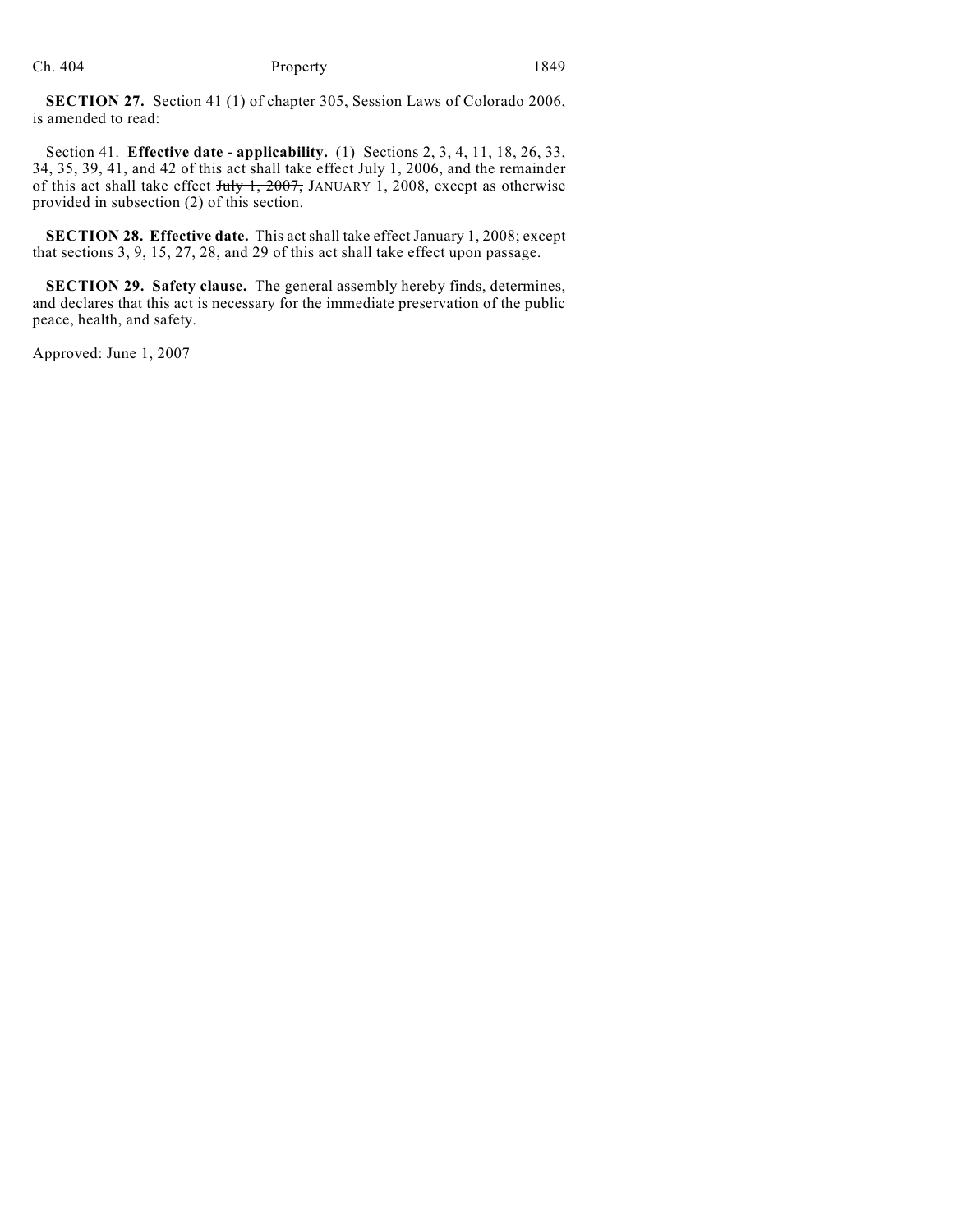**SECTION 27.** Section 41 (1) of chapter 305, Session Laws of Colorado 2006, is amended to read:

Section 41. **Effective date - applicability.** (1) Sections 2, 3, 4, 11, 18, 26, 33, 34, 35, 39, 41, and 42 of this act shall take effect July 1, 2006, and the remainder of this act shall take effect ~~July 1, 2007,~~ JANUARY 1, 2008, except as otherwise provided in subsection (2) of this section.

**SECTION 28. Effective date.** This act shall take effect January 1, 2008; except that sections 3, 9, 15, 27, 28, and 29 of this act shall take effect upon passage.

**SECTION 29. Safety clause.** The general assembly hereby finds, determines, and declares that this act is necessary for the immediate preservation of the public peace, health, and safety.

Approved: June 1, 2007